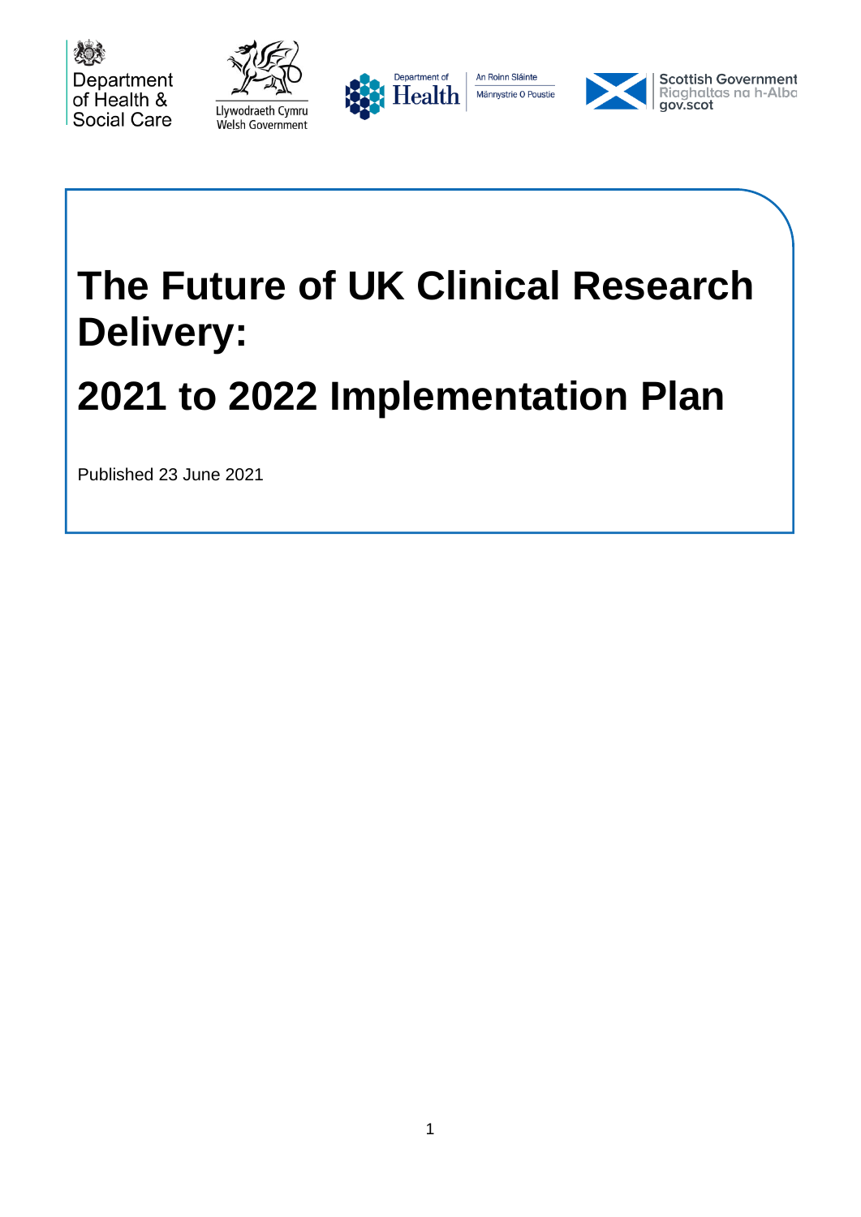Department of Health & Social Care

Llywodraeth Cymru
Welsh Government

Department of Health
An Roinn Sláinte
Männystrie O Poustie

Scottish Government
Riaghaltas na h-Alba
gov.scot

# The Future of UK Clinical Research Delivery:

# 2021 to 2022 Implementation Plan

Published 23 June 2021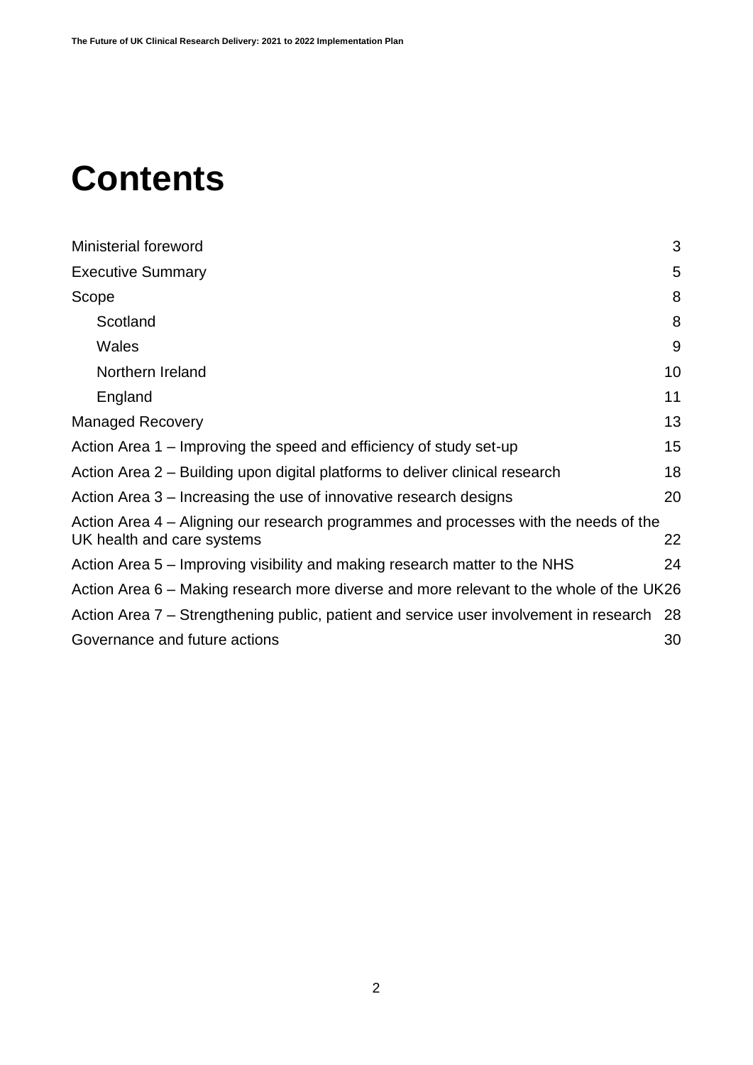# Contents

Ministerial foreword 3

Executive Summary 5

Scope 8

- Scotland 8
- Wales 9
- Northern Ireland 10
- England 11

Managed Recovery 13

Action Area 1 – Improving the speed and efficiency of study set-up 15

Action Area 2 – Building upon digital platforms to deliver clinical research 18

Action Area 3 – Increasing the use of innovative research designs 20

Action Area 4 – Aligning our research programmes and processes with the needs of the UK health and care systems 22

Action Area 5 – Improving visibility and making research matter to the NHS 24

Action Area 6 – Making research more diverse and more relevant to the whole of the UK 26

Action Area 7 – Strengthening public, patient and service user involvement in research 28

Governance and future actions 30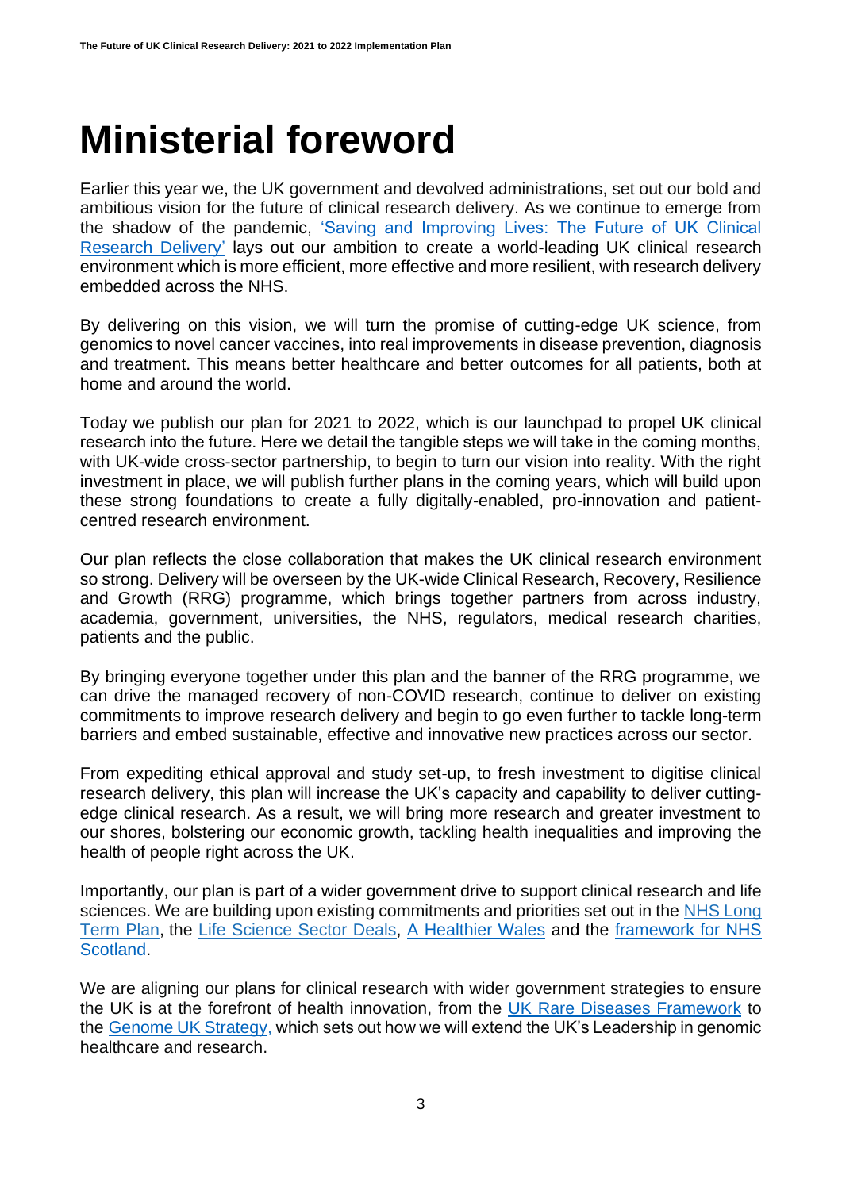# Ministerial foreword

Earlier this year we, the UK government and devolved administrations, set out our bold and ambitious vision for the future of clinical research delivery. As we continue to emerge from the shadow of the pandemic, ['Saving and Improving Lives: The Future of UK Clinical Research Delivery'](#) lays out our ambition to create a world-leading UK clinical research environment which is more efficient, more effective and more resilient, with research delivery embedded across the NHS.

By delivering on this vision, we will turn the promise of cutting-edge UK science, from genomics to novel cancer vaccines, into real improvements in disease prevention, diagnosis and treatment. This means better healthcare and better outcomes for all patients, both at home and around the world.

Today we publish our plan for 2021 to 2022, which is our launchpad to propel UK clinical research into the future. Here we detail the tangible steps we will take in the coming months, with UK-wide cross-sector partnership, to begin to turn our vision into reality. With the right investment in place, we will publish further plans in the coming years, which will build upon these strong foundations to create a fully digitally-enabled, pro-innovation and patient-centred research environment.

Our plan reflects the close collaboration that makes the UK clinical research environment so strong. Delivery will be overseen by the UK-wide Clinical Research, Recovery, Resilience and Growth (RRG) programme, which brings together partners from across industry, academia, government, universities, the NHS, regulators, medical research charities, patients and the public.

By bringing everyone together under this plan and the banner of the RRG programme, we can drive the managed recovery of non-COVID research, continue to deliver on existing commitments to improve research delivery and begin to go even further to tackle long-term barriers and embed sustainable, effective and innovative new practices across our sector.

From expediting ethical approval and study set-up, to fresh investment to digitise clinical research delivery, this plan will increase the UK's capacity and capability to deliver cutting-edge clinical research. As a result, we will bring more research and greater investment to our shores, bolstering our economic growth, tackling health inequalities and improving the health of people right across the UK.

Importantly, our plan is part of a wider government drive to support clinical research and life sciences. We are building upon existing commitments and priorities set out in the [NHS Long Term Plan](#), the [Life Science Sector Deals](#), [A Healthier Wales](#) and the [framework for NHS Scotland](#).

We are aligning our plans for clinical research with wider government strategies to ensure the UK is at the forefront of health innovation, from the [UK Rare Diseases Framework](#) to the [Genome UK Strategy,](#) which sets out how we will extend the UK's Leadership in genomic healthcare and research.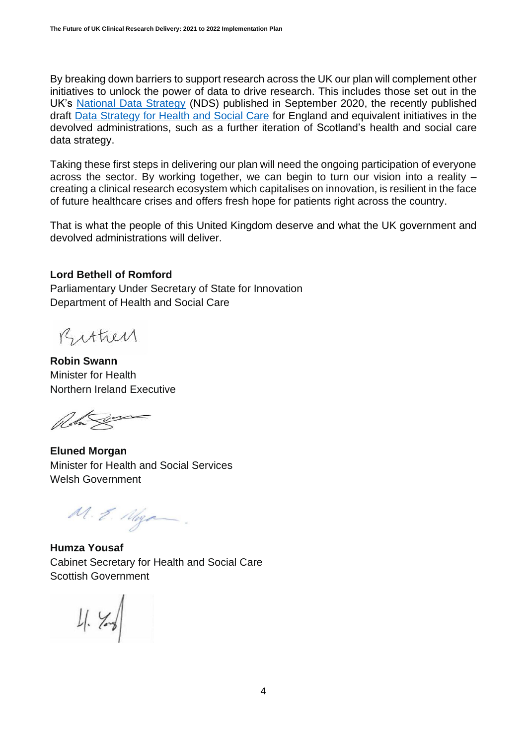By breaking down barriers to support research across the UK our plan will complement other initiatives to unlock the power of data to drive research. This includes those set out in the UK's National Data Strategy (NDS) published in September 2020, the recently published draft Data Strategy for Health and Social Care for England and equivalent initiatives in the devolved administrations, such as a further iteration of Scotland's health and social care data strategy.

Taking these first steps in delivering our plan will need the ongoing participation of everyone across the sector. By working together, we can begin to turn our vision into a reality – creating a clinical research ecosystem which capitalises on innovation, is resilient in the face of future healthcare crises and offers fresh hope for patients right across the country.

That is what the people of this United Kingdom deserve and what the UK government and devolved administrations will deliver.

**Lord Bethell of Romford**
Parliamentary Under Secretary of State for Innovation
Department of Health and Social Care

**Robin Swann**
Minister for Health
Northern Ireland Executive

**Eluned Morgan**
Minister for Health and Social Services
Welsh Government

**Humza Yousaf**
Cabinet Secretary for Health and Social Care
Scottish Government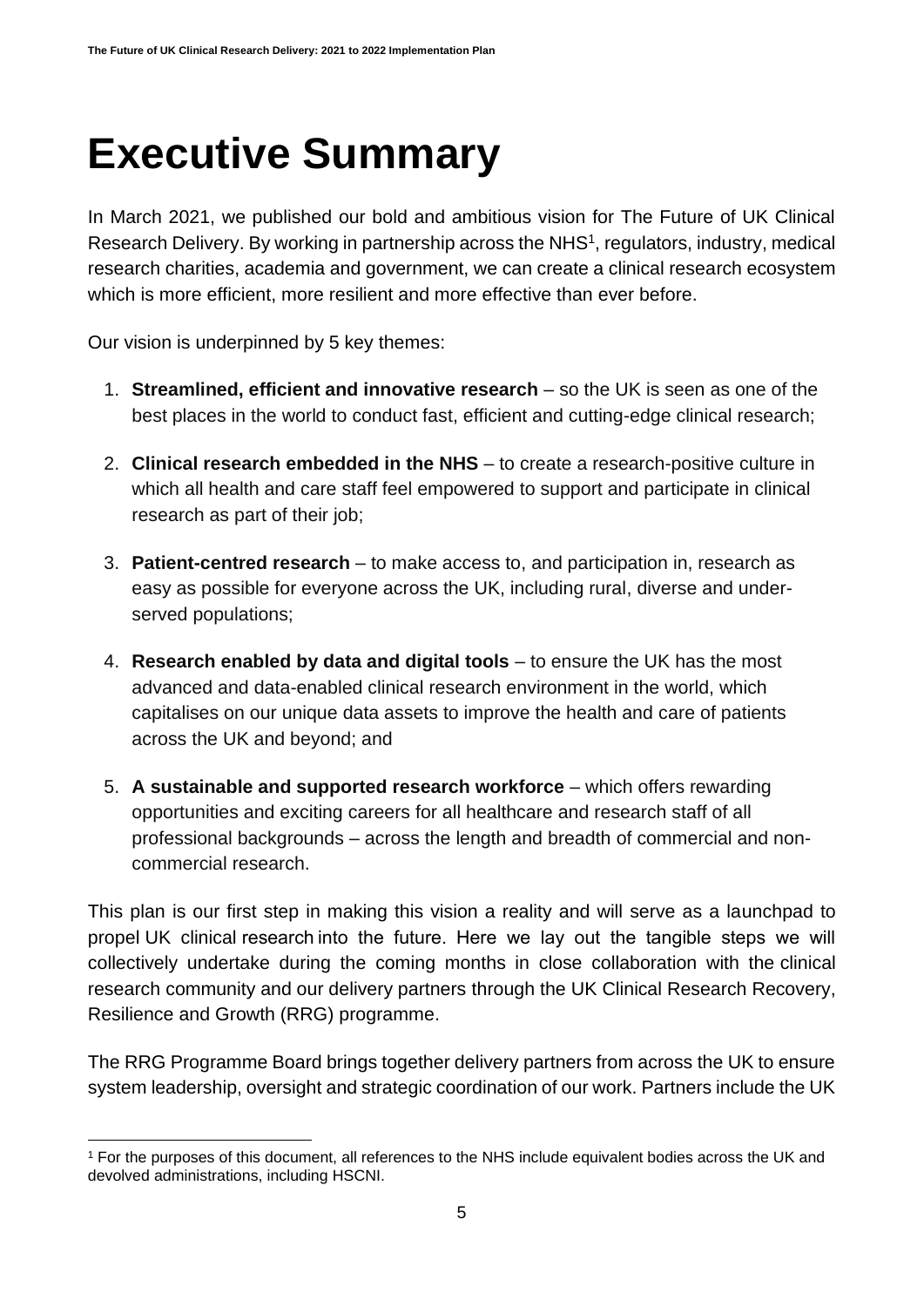# Executive Summary

In March 2021, we published our bold and ambitious vision for The Future of UK Clinical Research Delivery. By working in partnership across the NHS[1], regulators, industry, medical research charities, academia and government, we can create a clinical research ecosystem which is more efficient, more resilient and more effective than ever before.

Our vision is underpinned by 5 key themes:

1. **Streamlined, efficient and innovative research** – so the UK is seen as one of the best places in the world to conduct fast, efficient and cutting-edge clinical research;
2. **Clinical research embedded in the NHS** – to create a research-positive culture in which all health and care staff feel empowered to support and participate in clinical research as part of their job;
3. **Patient-centred research** – to make access to, and participation in, research as easy as possible for everyone across the UK, including rural, diverse and under-served populations;
4. **Research enabled by data and digital tools** – to ensure the UK has the most advanced and data-enabled clinical research environment in the world, which capitalises on our unique data assets to improve the health and care of patients across the UK and beyond; and
5. **A sustainable and supported research workforce** – which offers rewarding opportunities and exciting careers for all healthcare and research staff of all professional backgrounds – across the length and breadth of commercial and non-commercial research.

This plan is our first step in making this vision a reality and will serve as a launchpad to propel UK clinical research into the future. Here we lay out the tangible steps we will collectively undertake during the coming months in close collaboration with the clinical research community and our delivery partners through the UK Clinical Research Recovery, Resilience and Growth (RRG) programme.

The RRG Programme Board brings together delivery partners from across the UK to ensure system leadership, oversight and strategic coordination of our work. Partners include the UK

[1] For the purposes of this document, all references to the NHS include equivalent bodies across the UK and devolved administrations, including HSCNI.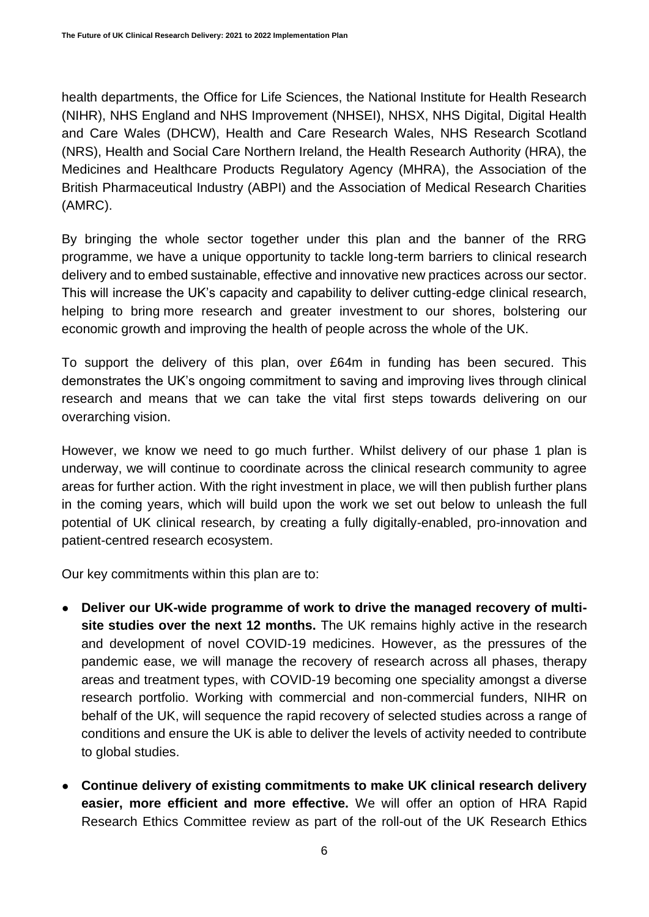health departments, the Office for Life Sciences, the National Institute for Health Research (NIHR), NHS England and NHS Improvement (NHSEI), NHSX, NHS Digital, Digital Health and Care Wales (DHCW), Health and Care Research Wales, NHS Research Scotland (NRS), Health and Social Care Northern Ireland, the Health Research Authority (HRA), the Medicines and Healthcare Products Regulatory Agency (MHRA), the Association of the British Pharmaceutical Industry (ABPI) and the Association of Medical Research Charities (AMRC).

By bringing the whole sector together under this plan and the banner of the RRG programme, we have a unique opportunity to tackle long-term barriers to clinical research delivery and to embed sustainable, effective and innovative new practices across our sector. This will increase the UK's capacity and capability to deliver cutting-edge clinical research, helping to bring more research and greater investment to our shores, bolstering our economic growth and improving the health of people across the whole of the UK.

To support the delivery of this plan, over £64m in funding has been secured. This demonstrates the UK's ongoing commitment to saving and improving lives through clinical research and means that we can take the vital first steps towards delivering on our overarching vision.

However, we know we need to go much further. Whilst delivery of our phase 1 plan is underway, we will continue to coordinate across the clinical research community to agree areas for further action. With the right investment in place, we will then publish further plans in the coming years, which will build upon the work we set out below to unleash the full potential of UK clinical research, by creating a fully digitally-enabled, pro-innovation and patient-centred research ecosystem.

Our key commitments within this plan are to:

- **Deliver our UK-wide programme of work to drive the managed recovery of multi-site studies over the next 12 months.** The UK remains highly active in the research and development of novel COVID-19 medicines. However, as the pressures of the pandemic ease, we will manage the recovery of research across all phases, therapy areas and treatment types, with COVID-19 becoming one speciality amongst a diverse research portfolio. Working with commercial and non-commercial funders, NIHR on behalf of the UK, will sequence the rapid recovery of selected studies across a range of conditions and ensure the UK is able to deliver the levels of activity needed to contribute to global studies.
- **Continue delivery of existing commitments to make UK clinical research delivery easier, more efficient and more effective.** We will offer an option of HRA Rapid Research Ethics Committee review as part of the roll-out of the UK Research Ethics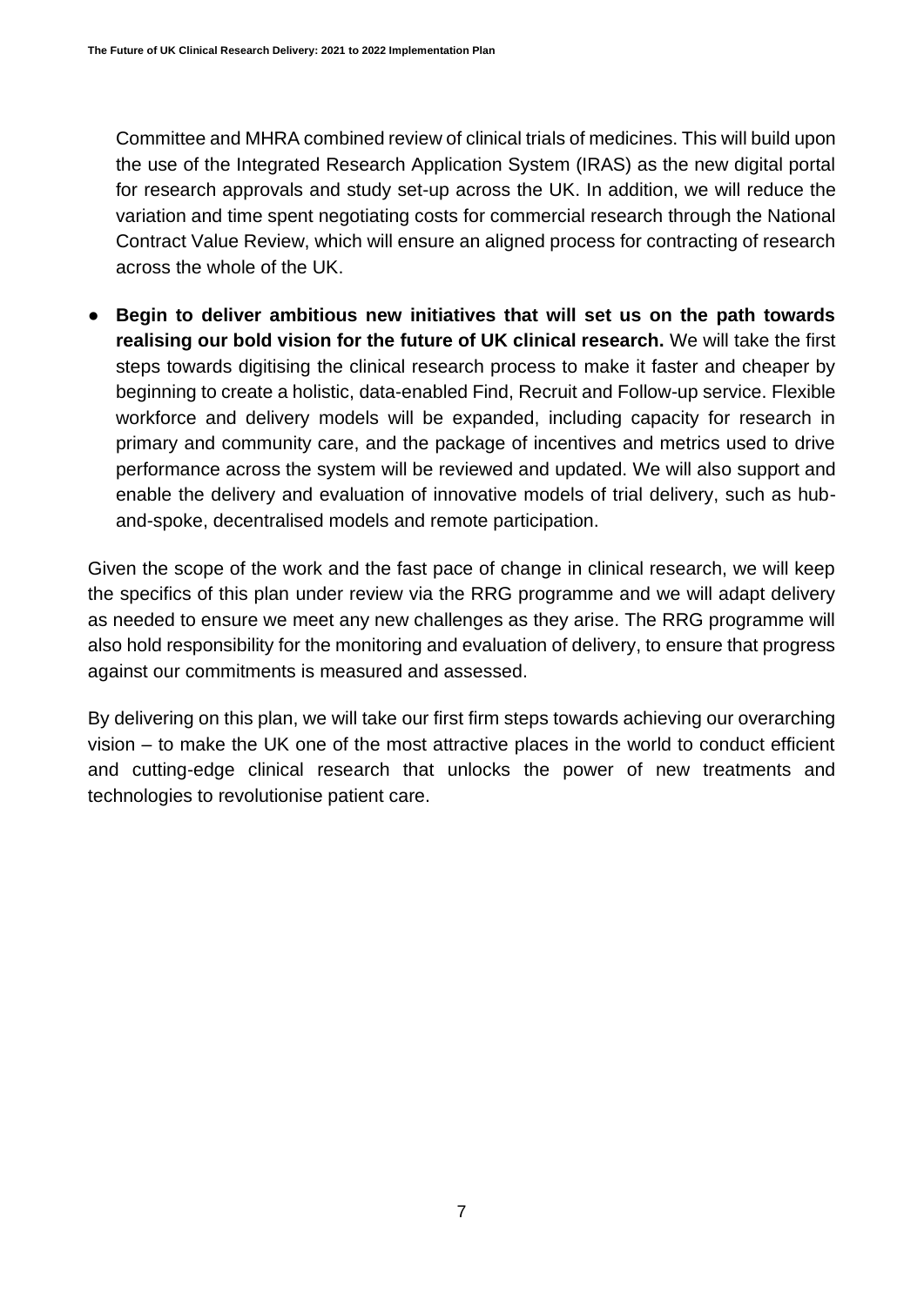Committee and MHRA combined review of clinical trials of medicines. This will build upon the use of the Integrated Research Application System (IRAS) as the new digital portal for research approvals and study set-up across the UK. In addition, we will reduce the variation and time spent negotiating costs for commercial research through the National Contract Value Review, which will ensure an aligned process for contracting of research across the whole of the UK.

- **Begin to deliver ambitious new initiatives that will set us on the path towards realising our bold vision for the future of UK clinical research.** We will take the first steps towards digitising the clinical research process to make it faster and cheaper by beginning to create a holistic, data-enabled Find, Recruit and Follow-up service. Flexible workforce and delivery models will be expanded, including capacity for research in primary and community care, and the package of incentives and metrics used to drive performance across the system will be reviewed and updated. We will also support and enable the delivery and evaluation of innovative models of trial delivery, such as hub-and-spoke, decentralised models and remote participation.

Given the scope of the work and the fast pace of change in clinical research, we will keep the specifics of this plan under review via the RRG programme and we will adapt delivery as needed to ensure we meet any new challenges as they arise. The RRG programme will also hold responsibility for the monitoring and evaluation of delivery, to ensure that progress against our commitments is measured and assessed.

By delivering on this plan, we will take our first firm steps towards achieving our overarching vision – to make the UK one of the most attractive places in the world to conduct efficient and cutting-edge clinical research that unlocks the power of new treatments and technologies to revolutionise patient care.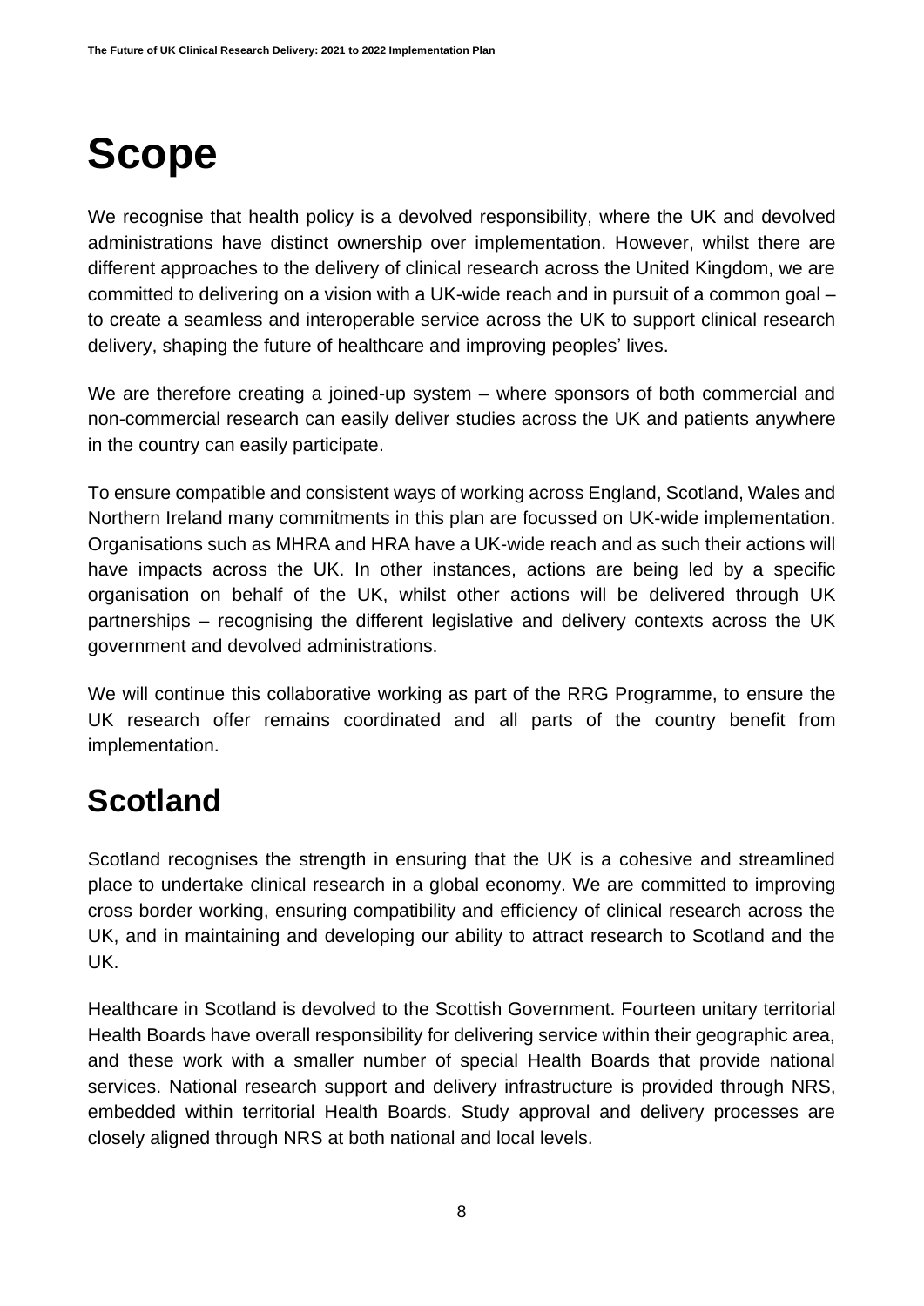# Scope

We recognise that health policy is a devolved responsibility, where the UK and devolved administrations have distinct ownership over implementation. However, whilst there are different approaches to the delivery of clinical research across the United Kingdom, we are committed to delivering on a vision with a UK-wide reach and in pursuit of a common goal – to create a seamless and interoperable service across the UK to support clinical research delivery, shaping the future of healthcare and improving peoples' lives.

We are therefore creating a joined-up system – where sponsors of both commercial and non-commercial research can easily deliver studies across the UK and patients anywhere in the country can easily participate.

To ensure compatible and consistent ways of working across England, Scotland, Wales and Northern Ireland many commitments in this plan are focussed on UK-wide implementation. Organisations such as MHRA and HRA have a UK-wide reach and as such their actions will have impacts across the UK. In other instances, actions are being led by a specific organisation on behalf of the UK, whilst other actions will be delivered through UK partnerships – recognising the different legislative and delivery contexts across the UK government and devolved administrations.

We will continue this collaborative working as part of the RRG Programme, to ensure the UK research offer remains coordinated and all parts of the country benefit from implementation.

## Scotland

Scotland recognises the strength in ensuring that the UK is a cohesive and streamlined place to undertake clinical research in a global economy. We are committed to improving cross border working, ensuring compatibility and efficiency of clinical research across the UK, and in maintaining and developing our ability to attract research to Scotland and the UK.

Healthcare in Scotland is devolved to the Scottish Government. Fourteen unitary territorial Health Boards have overall responsibility for delivering service within their geographic area, and these work with a smaller number of special Health Boards that provide national services. National research support and delivery infrastructure is provided through NRS, embedded within territorial Health Boards. Study approval and delivery processes are closely aligned through NRS at both national and local levels.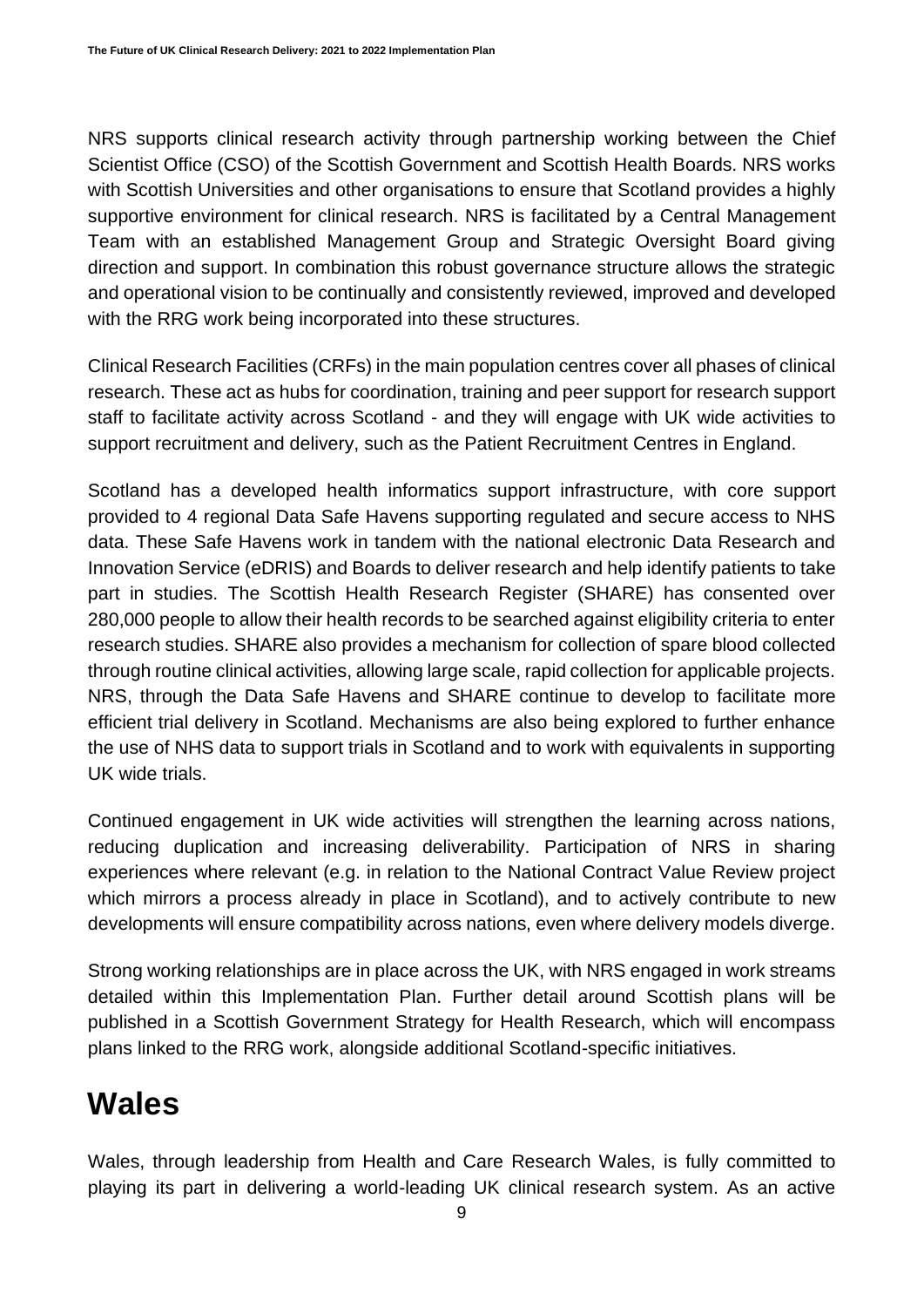NRS supports clinical research activity through partnership working between the Chief Scientist Office (CSO) of the Scottish Government and Scottish Health Boards. NRS works with Scottish Universities and other organisations to ensure that Scotland provides a highly supportive environment for clinical research. NRS is facilitated by a Central Management Team with an established Management Group and Strategic Oversight Board giving direction and support. In combination this robust governance structure allows the strategic and operational vision to be continually and consistently reviewed, improved and developed with the RRG work being incorporated into these structures.

Clinical Research Facilities (CRFs) in the main population centres cover all phases of clinical research. These act as hubs for coordination, training and peer support for research support staff to facilitate activity across Scotland - and they will engage with UK wide activities to support recruitment and delivery, such as the Patient Recruitment Centres in England.

Scotland has a developed health informatics support infrastructure, with core support provided to 4 regional Data Safe Havens supporting regulated and secure access to NHS data. These Safe Havens work in tandem with the national electronic Data Research and Innovation Service (eDRIS) and Boards to deliver research and help identify patients to take part in studies. The Scottish Health Research Register (SHARE) has consented over 280,000 people to allow their health records to be searched against eligibility criteria to enter research studies. SHARE also provides a mechanism for collection of spare blood collected through routine clinical activities, allowing large scale, rapid collection for applicable projects. NRS, through the Data Safe Havens and SHARE continue to develop to facilitate more efficient trial delivery in Scotland. Mechanisms are also being explored to further enhance the use of NHS data to support trials in Scotland and to work with equivalents in supporting UK wide trials.

Continued engagement in UK wide activities will strengthen the learning across nations, reducing duplication and increasing deliverability. Participation of NRS in sharing experiences where relevant (e.g. in relation to the National Contract Value Review project which mirrors a process already in place in Scotland), and to actively contribute to new developments will ensure compatibility across nations, even where delivery models diverge.

Strong working relationships are in place across the UK, with NRS engaged in work streams detailed within this Implementation Plan. Further detail around Scottish plans will be published in a Scottish Government Strategy for Health Research, which will encompass plans linked to the RRG work, alongside additional Scotland-specific initiatives.

# Wales

Wales, through leadership from Health and Care Research Wales, is fully committed to playing its part in delivering a world-leading UK clinical research system. As an active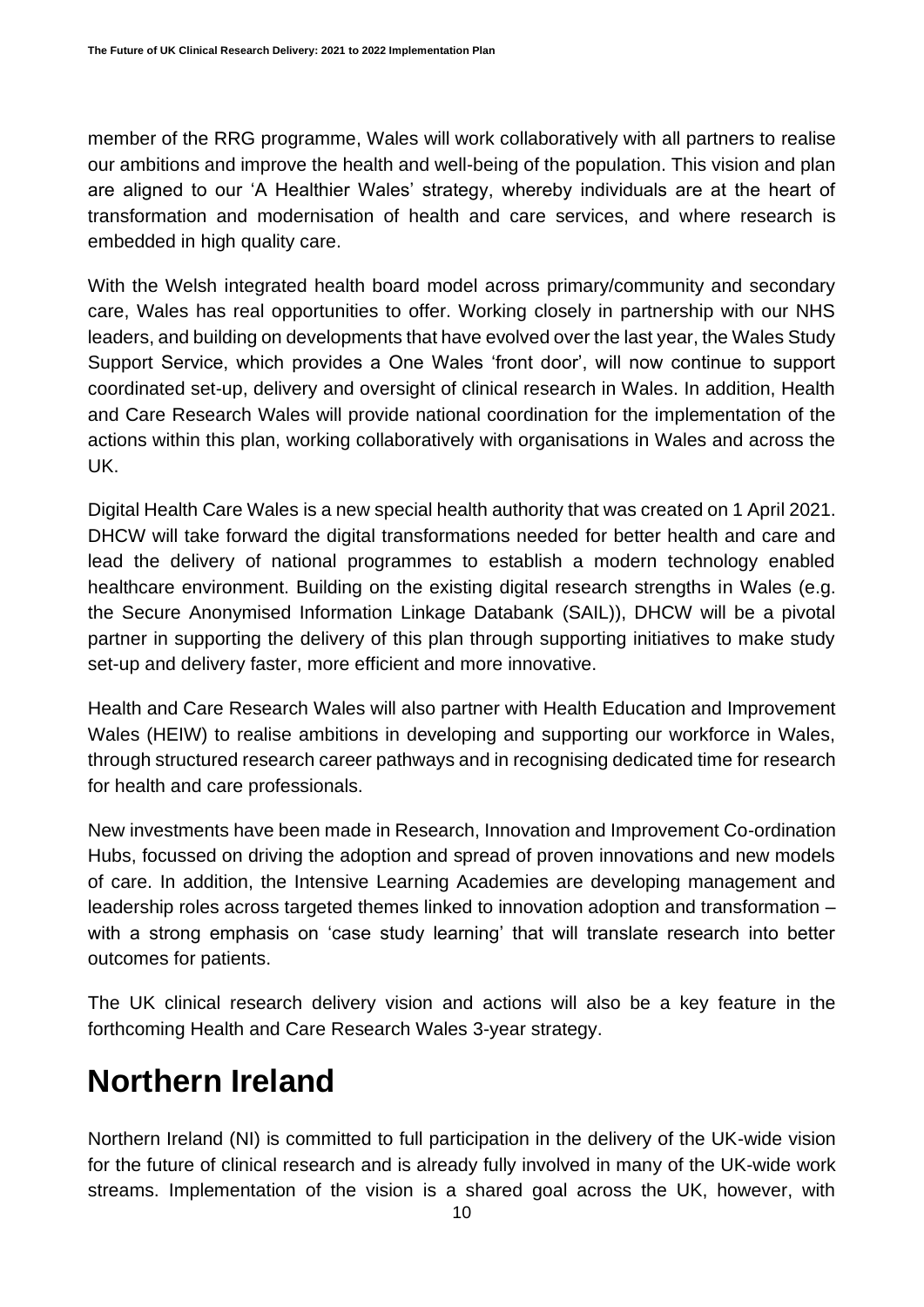member of the RRG programme, Wales will work collaboratively with all partners to realise our ambitions and improve the health and well-being of the population. This vision and plan are aligned to our 'A Healthier Wales' strategy, whereby individuals are at the heart of transformation and modernisation of health and care services, and where research is embedded in high quality care.

With the Welsh integrated health board model across primary/community and secondary care, Wales has real opportunities to offer. Working closely in partnership with our NHS leaders, and building on developments that have evolved over the last year, the Wales Study Support Service, which provides a One Wales 'front door', will now continue to support coordinated set-up, delivery and oversight of clinical research in Wales. In addition, Health and Care Research Wales will provide national coordination for the implementation of the actions within this plan, working collaboratively with organisations in Wales and across the UK.

Digital Health Care Wales is a new special health authority that was created on 1 April 2021. DHCW will take forward the digital transformations needed for better health and care and lead the delivery of national programmes to establish a modern technology enabled healthcare environment. Building on the existing digital research strengths in Wales (e.g. the Secure Anonymised Information Linkage Databank (SAIL)), DHCW will be a pivotal partner in supporting the delivery of this plan through supporting initiatives to make study set-up and delivery faster, more efficient and more innovative.

Health and Care Research Wales will also partner with Health Education and Improvement Wales (HEIW) to realise ambitions in developing and supporting our workforce in Wales, through structured research career pathways and in recognising dedicated time for research for health and care professionals.

New investments have been made in Research, Innovation and Improvement Co-ordination Hubs, focussed on driving the adoption and spread of proven innovations and new models of care. In addition, the Intensive Learning Academies are developing management and leadership roles across targeted themes linked to innovation adoption and transformation – with a strong emphasis on 'case study learning' that will translate research into better outcomes for patients.

The UK clinical research delivery vision and actions will also be a key feature in the forthcoming Health and Care Research Wales 3-year strategy.

# Northern Ireland

Northern Ireland (NI) is committed to full participation in the delivery of the UK-wide vision for the future of clinical research and is already fully involved in many of the UK-wide work streams. Implementation of the vision is a shared goal across the UK, however, with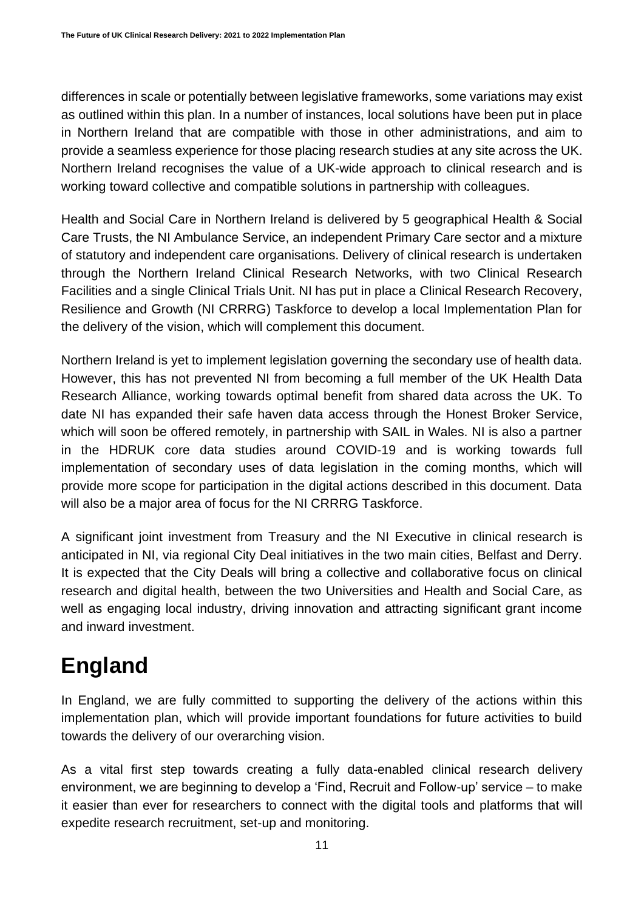differences in scale or potentially between legislative frameworks, some variations may exist as outlined within this plan. In a number of instances, local solutions have been put in place in Northern Ireland that are compatible with those in other administrations, and aim to provide a seamless experience for those placing research studies at any site across the UK. Northern Ireland recognises the value of a UK-wide approach to clinical research and is working toward collective and compatible solutions in partnership with colleagues.

Health and Social Care in Northern Ireland is delivered by 5 geographical Health & Social Care Trusts, the NI Ambulance Service, an independent Primary Care sector and a mixture of statutory and independent care organisations. Delivery of clinical research is undertaken through the Northern Ireland Clinical Research Networks, with two Clinical Research Facilities and a single Clinical Trials Unit. NI has put in place a Clinical Research Recovery, Resilience and Growth (NI CRRRG) Taskforce to develop a local Implementation Plan for the delivery of the vision, which will complement this document.

Northern Ireland is yet to implement legislation governing the secondary use of health data. However, this has not prevented NI from becoming a full member of the UK Health Data Research Alliance, working towards optimal benefit from shared data across the UK. To date NI has expanded their safe haven data access through the Honest Broker Service, which will soon be offered remotely, in partnership with SAIL in Wales. NI is also a partner in the HDRUK core data studies around COVID-19 and is working towards full implementation of secondary uses of data legislation in the coming months, which will provide more scope for participation in the digital actions described in this document. Data will also be a major area of focus for the NI CRRRG Taskforce.

A significant joint investment from Treasury and the NI Executive in clinical research is anticipated in NI, via regional City Deal initiatives in the two main cities, Belfast and Derry. It is expected that the City Deals will bring a collective and collaborative focus on clinical research and digital health, between the two Universities and Health and Social Care, as well as engaging local industry, driving innovation and attracting significant grant income and inward investment.

# England

In England, we are fully committed to supporting the delivery of the actions within this implementation plan, which will provide important foundations for future activities to build towards the delivery of our overarching vision.

As a vital first step towards creating a fully data-enabled clinical research delivery environment, we are beginning to develop a 'Find, Recruit and Follow-up' service – to make it easier than ever for researchers to connect with the digital tools and platforms that will expedite research recruitment, set-up and monitoring.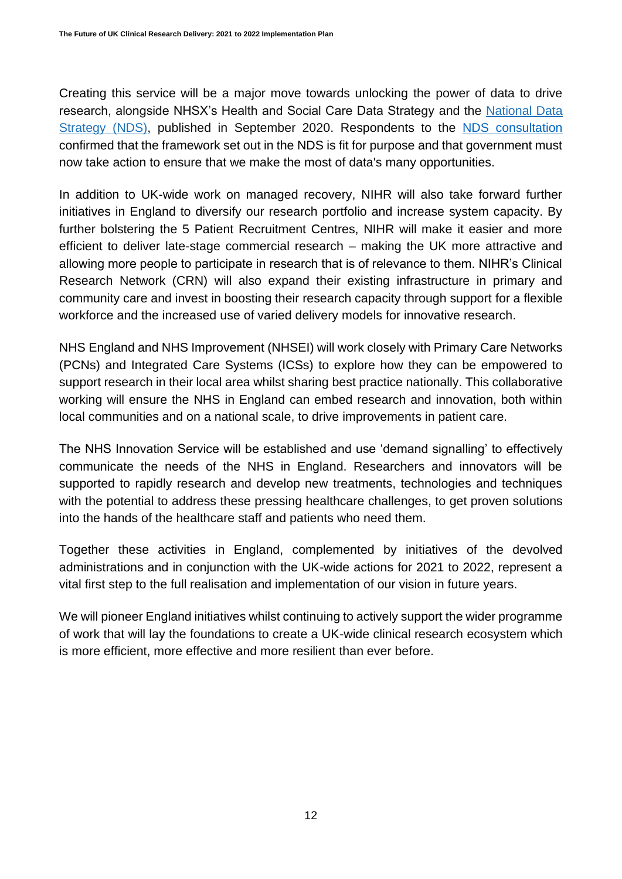Creating this service will be a major move towards unlocking the power of data to drive research, alongside NHSX's Health and Social Care Data Strategy and the National Data Strategy (NDS), published in September 2020. Respondents to the NDS consultation confirmed that the framework set out in the NDS is fit for purpose and that government must now take action to ensure that we make the most of data's many opportunities.

In addition to UK-wide work on managed recovery, NIHR will also take forward further initiatives in England to diversify our research portfolio and increase system capacity. By further bolstering the 5 Patient Recruitment Centres, NIHR will make it easier and more efficient to deliver late-stage commercial research – making the UK more attractive and allowing more people to participate in research that is of relevance to them. NIHR's Clinical Research Network (CRN) will also expand their existing infrastructure in primary and community care and invest in boosting their research capacity through support for a flexible workforce and the increased use of varied delivery models for innovative research.

NHS England and NHS Improvement (NHSEI) will work closely with Primary Care Networks (PCNs) and Integrated Care Systems (ICSs) to explore how they can be empowered to support research in their local area whilst sharing best practice nationally. This collaborative working will ensure the NHS in England can embed research and innovation, both within local communities and on a national scale, to drive improvements in patient care.

The NHS Innovation Service will be established and use 'demand signalling' to effectively communicate the needs of the NHS in England. Researchers and innovators will be supported to rapidly research and develop new treatments, technologies and techniques with the potential to address these pressing healthcare challenges, to get proven solutions into the hands of the healthcare staff and patients who need them.

Together these activities in England, complemented by initiatives of the devolved administrations and in conjunction with the UK-wide actions for 2021 to 2022, represent a vital first step to the full realisation and implementation of our vision in future years.

We will pioneer England initiatives whilst continuing to actively support the wider programme of work that will lay the foundations to create a UK-wide clinical research ecosystem which is more efficient, more effective and more resilient than ever before.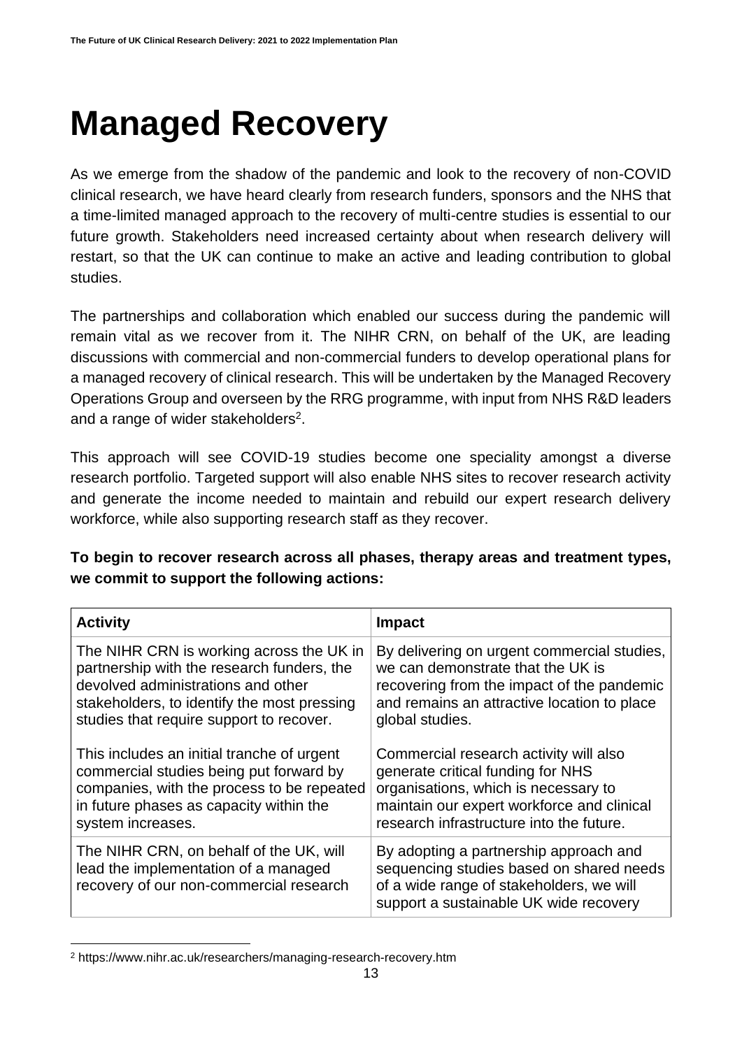# Managed Recovery

As we emerge from the shadow of the pandemic and look to the recovery of non-COVID clinical research, we have heard clearly from research funders, sponsors and the NHS that a time-limited managed approach to the recovery of multi-centre studies is essential to our future growth. Stakeholders need increased certainty about when research delivery will restart, so that the UK can continue to make an active and leading contribution to global studies.

The partnerships and collaboration which enabled our success during the pandemic will remain vital as we recover from it. The NIHR CRN, on behalf of the UK, are leading discussions with commercial and non-commercial funders to develop operational plans for a managed recovery of clinical research. This will be undertaken by the Managed Recovery Operations Group and overseen by the RRG programme, with input from NHS R&D leaders and a range of wider stakeholders[2].

This approach will see COVID-19 studies become one speciality amongst a diverse research portfolio. Targeted support will also enable NHS sites to recover research activity and generate the income needed to maintain and rebuild our expert research delivery workforce, while also supporting research staff as they recover.

**To begin to recover research across all phases, therapy areas and treatment types, we commit to support the following actions:**

| Activity | Impact |
|---|---|
| The NIHR CRN is working across the UK in partnership with the research funders, the devolved administrations and other stakeholders, to identify the most pressing studies that require support to recover.<br><br>This includes an initial tranche of urgent commercial studies being put forward by companies, with the process to be repeated in future phases as capacity within the system increases. | By delivering on urgent commercial studies, we can demonstrate that the UK is recovering from the impact of the pandemic and remains an attractive location to place global studies.<br><br>Commercial research activity will also generate critical funding for NHS organisations, which is necessary to maintain our expert workforce and clinical research infrastructure into the future. |
| The NIHR CRN, on behalf of the UK, will lead the implementation of a managed recovery of our non-commercial research | By adopting a partnership approach and sequencing studies based on shared needs of a wide range of stakeholders, we will support a sustainable UK wide recovery |

[2] https://www.nihr.ac.uk/researchers/managing-research-recovery.htm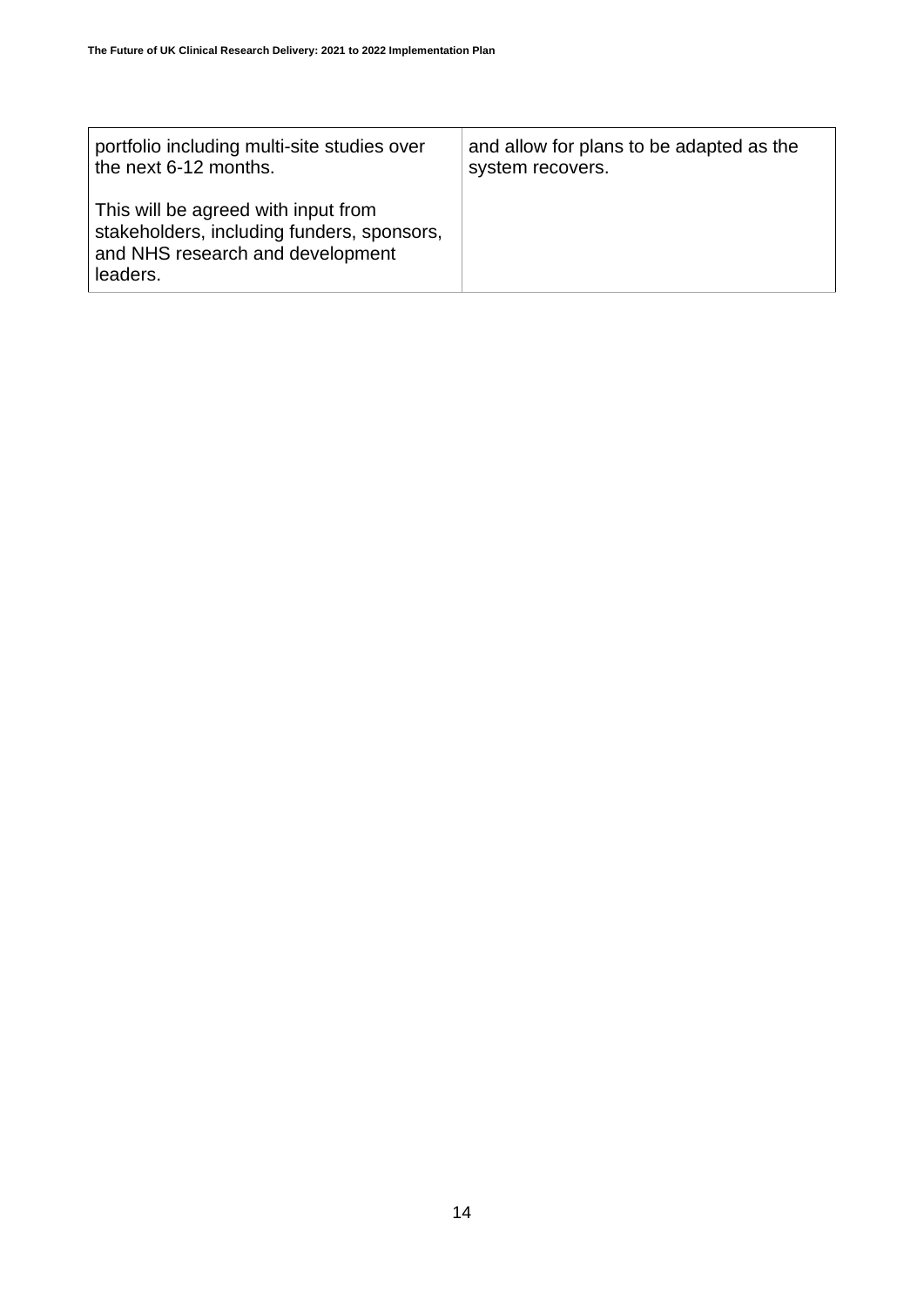| | |
|---|---|
| portfolio including multi-site studies over the next 6-12 months.<br><br>This will be agreed with input from stakeholders, including funders, sponsors, and NHS research and development leaders. | and allow for plans to be adapted as the system recovers. |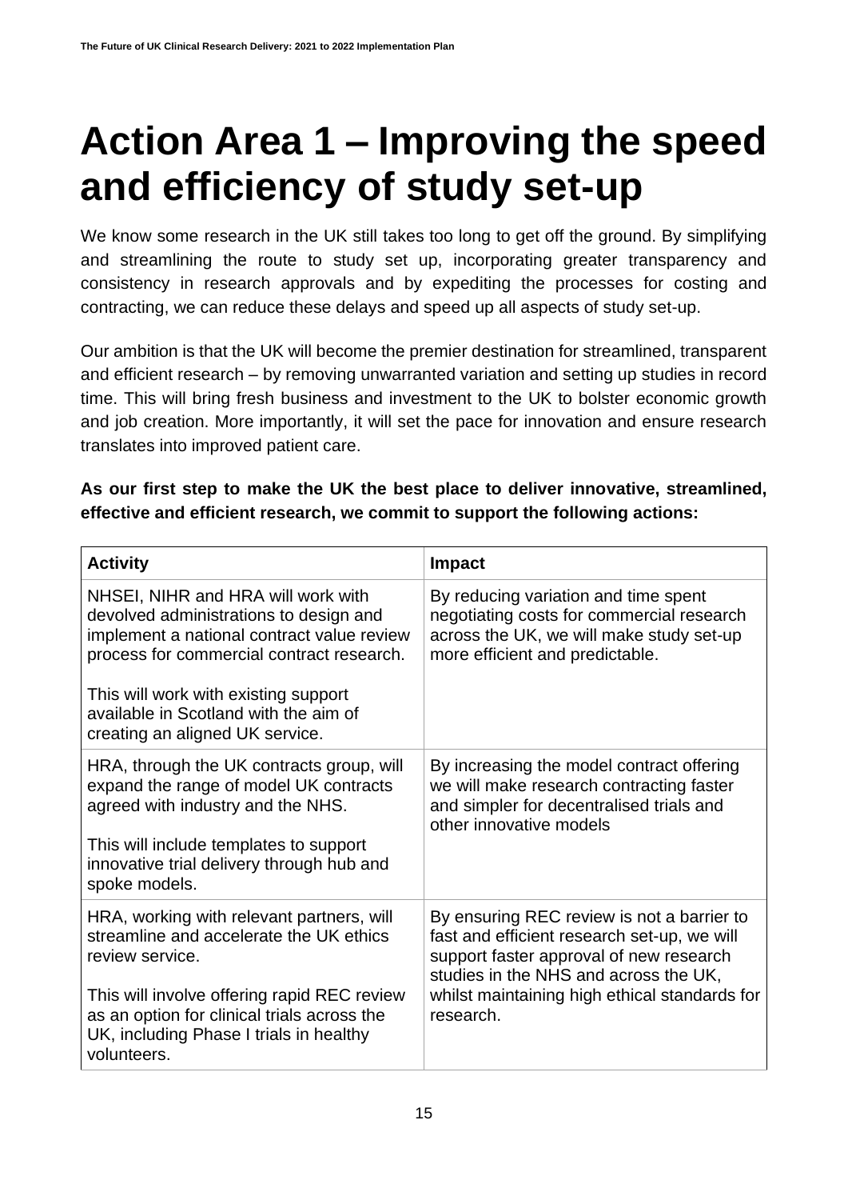# Action Area 1 – Improving the speed and efficiency of study set-up

We know some research in the UK still takes too long to get off the ground. By simplifying and streamlining the route to study set up, incorporating greater transparency and consistency in research approvals and by expediting the processes for costing and contracting, we can reduce these delays and speed up all aspects of study set-up.

Our ambition is that the UK will become the premier destination for streamlined, transparent and efficient research – by removing unwarranted variation and setting up studies in record time. This will bring fresh business and investment to the UK to bolster economic growth and job creation. More importantly, it will set the pace for innovation and ensure research translates into improved patient care.

**As our first step to make the UK the best place to deliver innovative, streamlined, effective and efficient research, we commit to support the following actions:**

| Activity | Impact |
|---|---|
| NHSEI, NIHR and HRA will work with devolved administrations to design and implement a national contract value review process for commercial contract research.<br><br>This will work with existing support available in Scotland with the aim of creating an aligned UK service. | By reducing variation and time spent negotiating costs for commercial research across the UK, we will make study set-up more efficient and predictable. |
| HRA, through the UK contracts group, will expand the range of model UK contracts agreed with industry and the NHS.<br><br>This will include templates to support innovative trial delivery through hub and spoke models. | By increasing the model contract offering we will make research contracting faster and simpler for decentralised trials and other innovative models |
| HRA, working with relevant partners, will streamline and accelerate the UK ethics review service.<br><br>This will involve offering rapid REC review as an option for clinical trials across the UK, including Phase I trials in healthy volunteers. | By ensuring REC review is not a barrier to fast and efficient research set-up, we will support faster approval of new research studies in the NHS and across the UK, whilst maintaining high ethical standards for research. |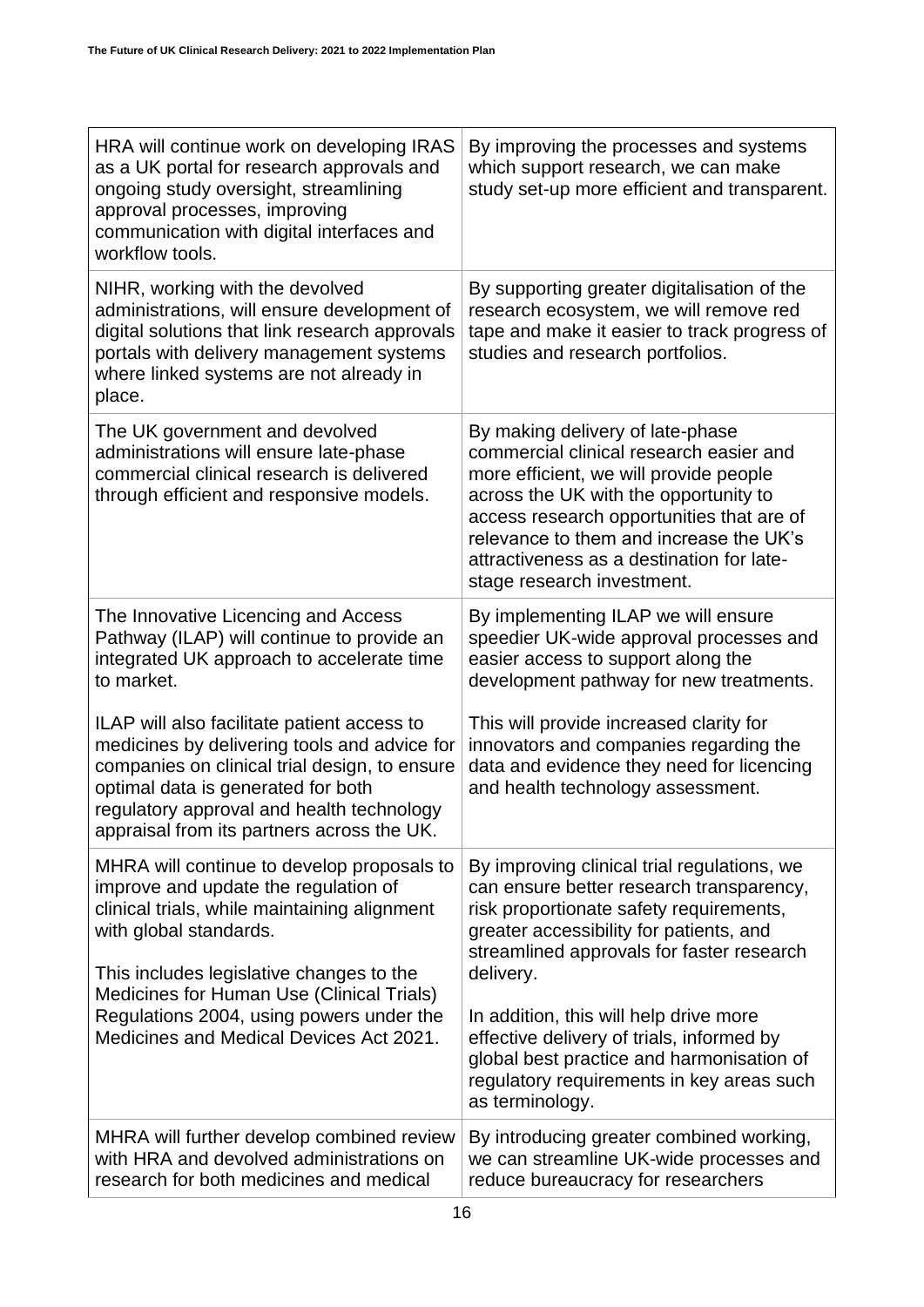| | |
|---|---|
| HRA will continue work on developing IRAS as a UK portal for research approvals and ongoing study oversight, streamlining approval processes, improving communication with digital interfaces and workflow tools. | By improving the processes and systems which support research, we can make study set-up more efficient and transparent. |
| NIHR, working with the devolved administrations, will ensure development of digital solutions that link research approvals portals with delivery management systems where linked systems are not already in place. | By supporting greater digitalisation of the research ecosystem, we will remove red tape and make it easier to track progress of studies and research portfolios. |
| The UK government and devolved administrations will ensure late-phase commercial clinical research is delivered through efficient and responsive models. | By making delivery of late-phase commercial clinical research easier and more efficient, we will provide people across the UK with the opportunity to access research opportunities that are of relevance to them and increase the UK's attractiveness as a destination for late-stage research investment. |
| The Innovative Licencing and Access Pathway (ILAP) will continue to provide an integrated UK approach to accelerate time to market.<br><br>ILAP will also facilitate patient access to medicines by delivering tools and advice for companies on clinical trial design, to ensure optimal data is generated for both regulatory approval and health technology appraisal from its partners across the UK. | By implementing ILAP we will ensure speedier UK-wide approval processes and easier access to support along the development pathway for new treatments.<br><br>This will provide increased clarity for innovators and companies regarding the data and evidence they need for licencing and health technology assessment. |
| MHRA will continue to develop proposals to improve and update the regulation of clinical trials, while maintaining alignment with global standards.<br><br>This includes legislative changes to the Medicines for Human Use (Clinical Trials) Regulations 2004, using powers under the Medicines and Medical Devices Act 2021. | By improving clinical trial regulations, we can ensure better research transparency, risk proportionate safety requirements, greater accessibility for patients, and streamlined approvals for faster research delivery.<br><br>In addition, this will help drive more effective delivery of trials, informed by global best practice and harmonisation of regulatory requirements in key areas such as terminology. |
| MHRA will further develop combined review with HRA and devolved administrations on research for both medicines and medical | By introducing greater combined working, we can streamline UK-wide processes and reduce bureaucracy for researchers |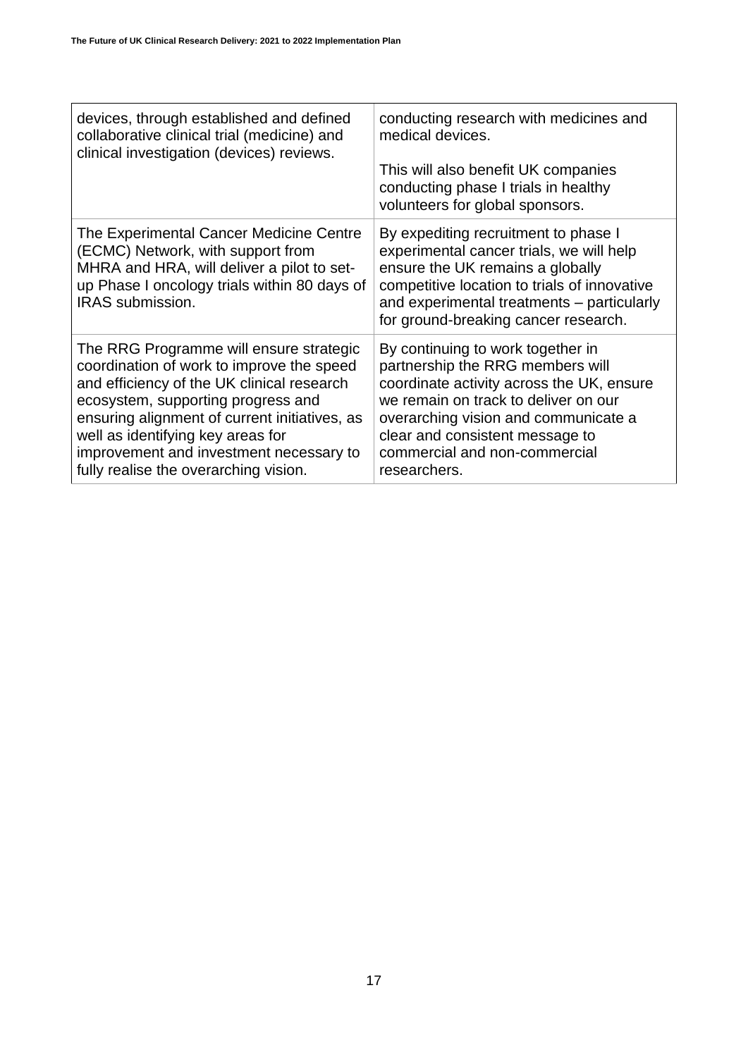| | |
|---|---|
| devices, through established and defined collaborative clinical trial (medicine) and clinical investigation (devices) reviews. | conducting research with medicines and medical devices.<br><br>This will also benefit UK companies conducting phase I trials in healthy volunteers for global sponsors. |
| The Experimental Cancer Medicine Centre (ECMC) Network, with support from MHRA and HRA, will deliver a pilot to set-up Phase I oncology trials within 80 days of IRAS submission. | By expediting recruitment to phase I experimental cancer trials, we will help ensure the UK remains a globally competitive location to trials of innovative and experimental treatments – particularly for ground-breaking cancer research. |
| The RRG Programme will ensure strategic coordination of work to improve the speed and efficiency of the UK clinical research ecosystem, supporting progress and ensuring alignment of current initiatives, as well as identifying key areas for improvement and investment necessary to fully realise the overarching vision. | By continuing to work together in partnership the RRG members will coordinate activity across the UK, ensure we remain on track to deliver on our overarching vision and communicate a clear and consistent message to commercial and non-commercial researchers. |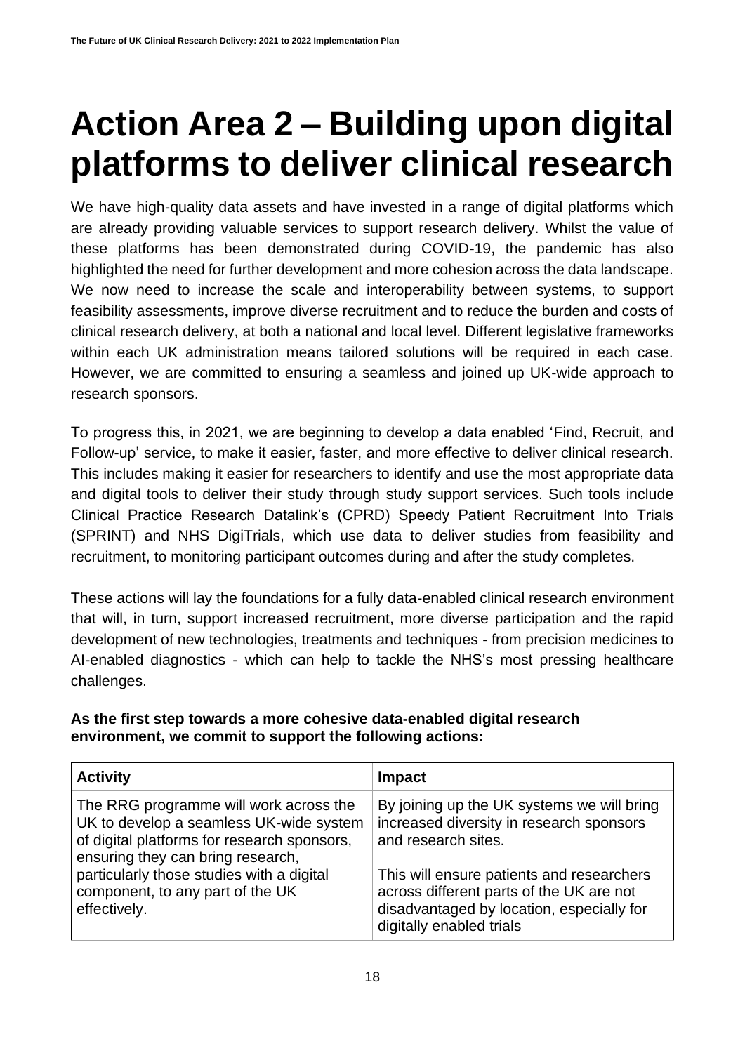# Action Area 2 – Building upon digital platforms to deliver clinical research

We have high-quality data assets and have invested in a range of digital platforms which are already providing valuable services to support research delivery. Whilst the value of these platforms has been demonstrated during COVID-19, the pandemic has also highlighted the need for further development and more cohesion across the data landscape. We now need to increase the scale and interoperability between systems, to support feasibility assessments, improve diverse recruitment and to reduce the burden and costs of clinical research delivery, at both a national and local level. Different legislative frameworks within each UK administration means tailored solutions will be required in each case. However, we are committed to ensuring a seamless and joined up UK-wide approach to research sponsors.

To progress this, in 2021, we are beginning to develop a data enabled 'Find, Recruit, and Follow-up' service, to make it easier, faster, and more effective to deliver clinical research. This includes making it easier for researchers to identify and use the most appropriate data and digital tools to deliver their study through study support services. Such tools include Clinical Practice Research Datalink's (CPRD) Speedy Patient Recruitment Into Trials (SPRINT) and NHS DigiTrials, which use data to deliver studies from feasibility and recruitment, to monitoring participant outcomes during and after the study completes.

These actions will lay the foundations for a fully data-enabled clinical research environment that will, in turn, support increased recruitment, more diverse participation and the rapid development of new technologies, treatments and techniques - from precision medicines to AI-enabled diagnostics - which can help to tackle the NHS's most pressing healthcare challenges.

**As the first step towards a more cohesive data-enabled digital research environment, we commit to support the following actions:**

| Activity | Impact |
|---|---|
| The RRG programme will work across the UK to develop a seamless UK-wide system of digital platforms for research sponsors, ensuring they can bring research, particularly those studies with a digital component, to any part of the UK effectively. | By joining up the UK systems we will bring increased diversity in research sponsors and research sites.<br><br>This will ensure patients and researchers across different parts of the UK are not disadvantaged by location, especially for digitally enabled trials |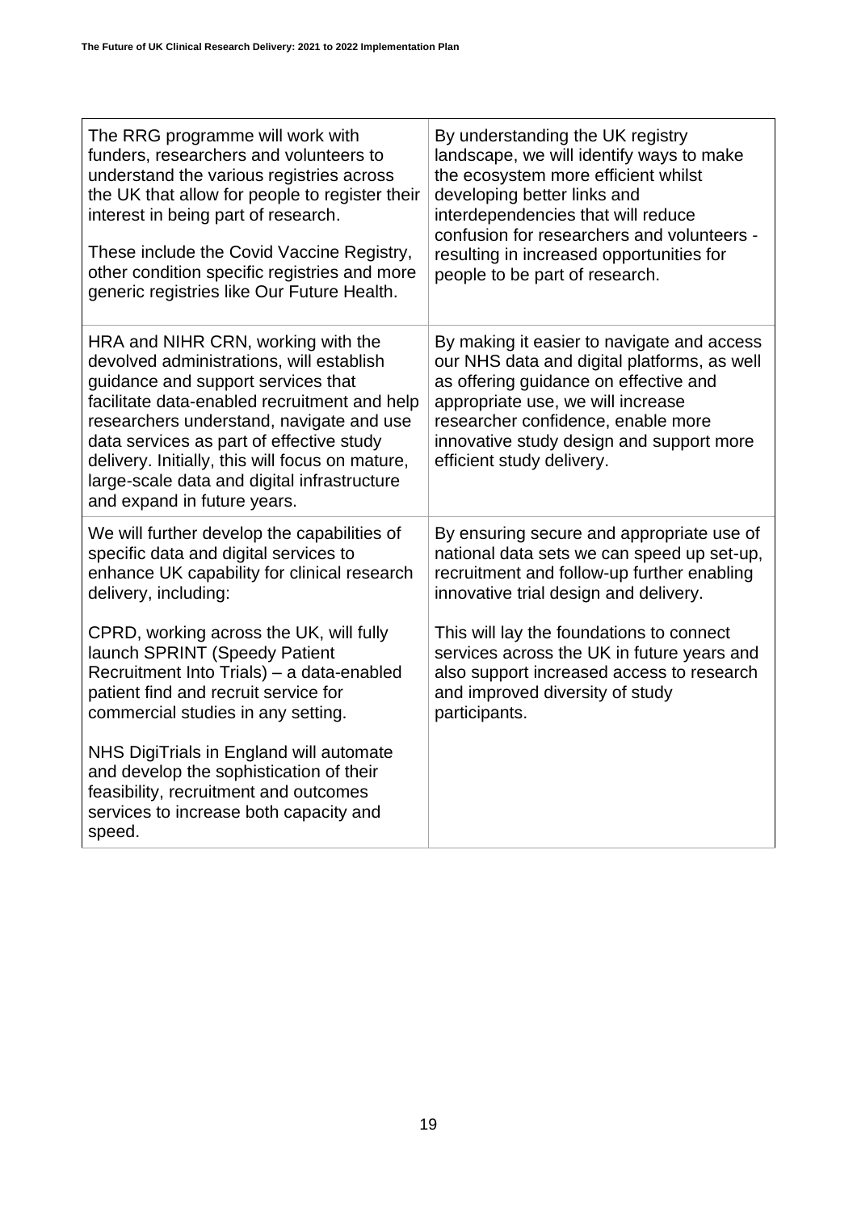| | |
|---|---|
| The RRG programme will work with funders, researchers and volunteers to understand the various registries across the UK that allow for people to register their interest in being part of research.<br><br>These include the Covid Vaccine Registry, other condition specific registries and more generic registries like Our Future Health. | By understanding the UK registry landscape, we will identify ways to make the ecosystem more efficient whilst developing better links and interdependencies that will reduce confusion for researchers and volunteers - resulting in increased opportunities for people to be part of research. |
| HRA and NIHR CRN, working with the devolved administrations, will establish guidance and support services that facilitate data-enabled recruitment and help researchers understand, navigate and use data services as part of effective study delivery. Initially, this will focus on mature, large-scale data and digital infrastructure and expand in future years. | By making it easier to navigate and access our NHS data and digital platforms, as well as offering guidance on effective and appropriate use, we will increase researcher confidence, enable more innovative study design and support more efficient study delivery. |
| We will further develop the capabilities of specific data and digital services to enhance UK capability for clinical research delivery, including:<br><br>CPRD, working across the UK, will fully launch SPRINT (Speedy Patient Recruitment Into Trials) – a data-enabled patient find and recruit service for commercial studies in any setting.<br><br>NHS DigiTrials in England will automate and develop the sophistication of their feasibility, recruitment and outcomes services to increase both capacity and speed. | By ensuring secure and appropriate use of national data sets we can speed up set-up, recruitment and follow-up further enabling innovative trial design and delivery.<br><br>This will lay the foundations to connect services across the UK in future years and also support increased access to research and improved diversity of study participants. |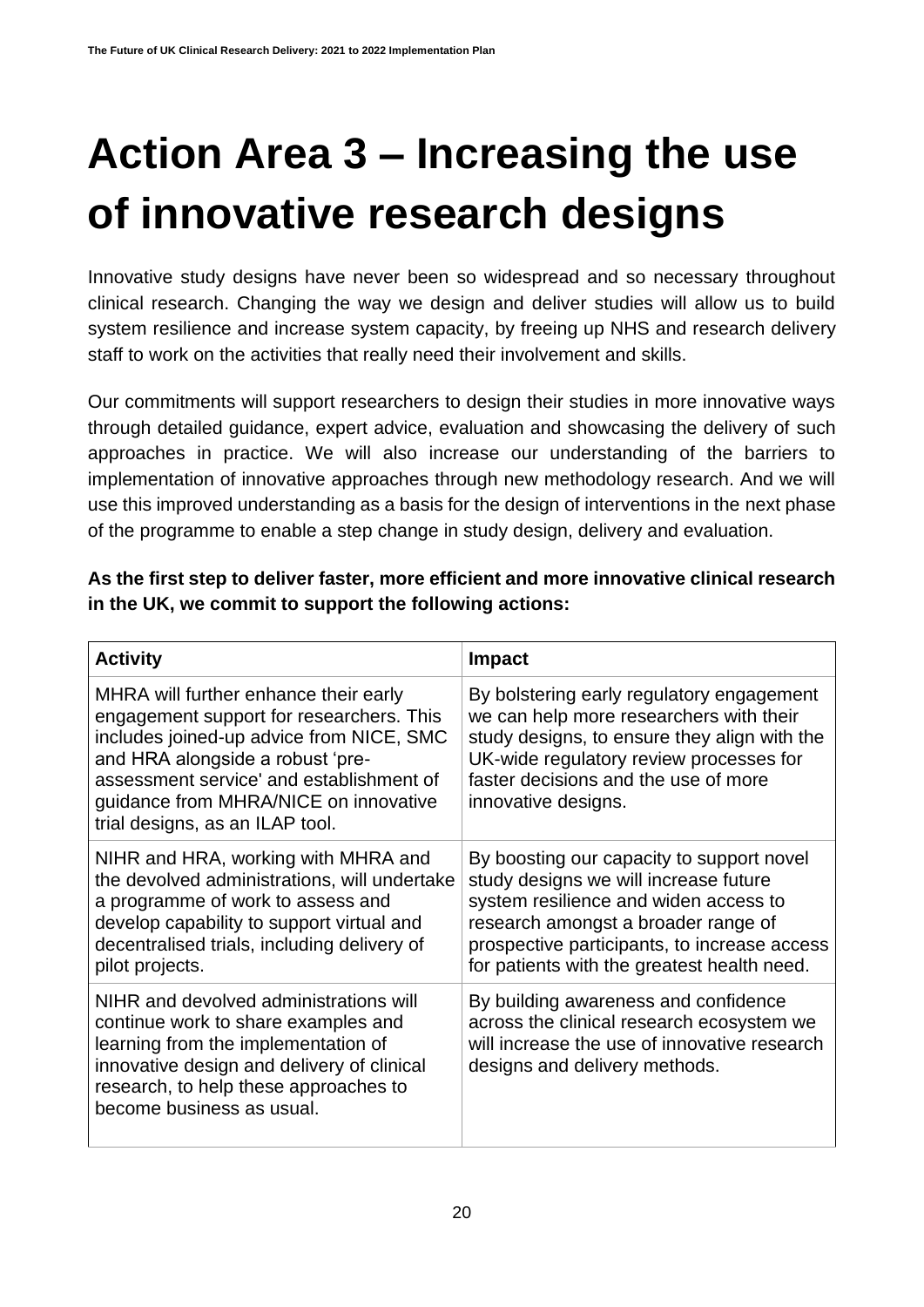# Action Area 3 – Increasing the use of innovative research designs

Innovative study designs have never been so widespread and so necessary throughout clinical research. Changing the way we design and deliver studies will allow us to build system resilience and increase system capacity, by freeing up NHS and research delivery staff to work on the activities that really need their involvement and skills.

Our commitments will support researchers to design their studies in more innovative ways through detailed guidance, expert advice, evaluation and showcasing the delivery of such approaches in practice. We will also increase our understanding of the barriers to implementation of innovative approaches through new methodology research. And we will use this improved understanding as a basis for the design of interventions in the next phase of the programme to enable a step change in study design, delivery and evaluation.

**As the first step to deliver faster, more efficient and more innovative clinical research in the UK, we commit to support the following actions:**

| Activity | Impact |
|---|---|
| MHRA will further enhance their early engagement support for researchers. This includes joined-up advice from NICE, SMC and HRA alongside a robust 'pre-assessment service' and establishment of guidance from MHRA/NICE on innovative trial designs, as an ILAP tool. | By bolstering early regulatory engagement we can help more researchers with their study designs, to ensure they align with the UK-wide regulatory review processes for faster decisions and the use of more innovative designs. |
| NIHR and HRA, working with MHRA and the devolved administrations, will undertake a programme of work to assess and develop capability to support virtual and decentralised trials, including delivery of pilot projects. | By boosting our capacity to support novel study designs we will increase future system resilience and widen access to research amongst a broader range of prospective participants, to increase access for patients with the greatest health need. |
| NIHR and devolved administrations will continue work to share examples and learning from the implementation of innovative design and delivery of clinical research, to help these approaches to become business as usual. | By building awareness and confidence across the clinical research ecosystem we will increase the use of innovative research designs and delivery methods. |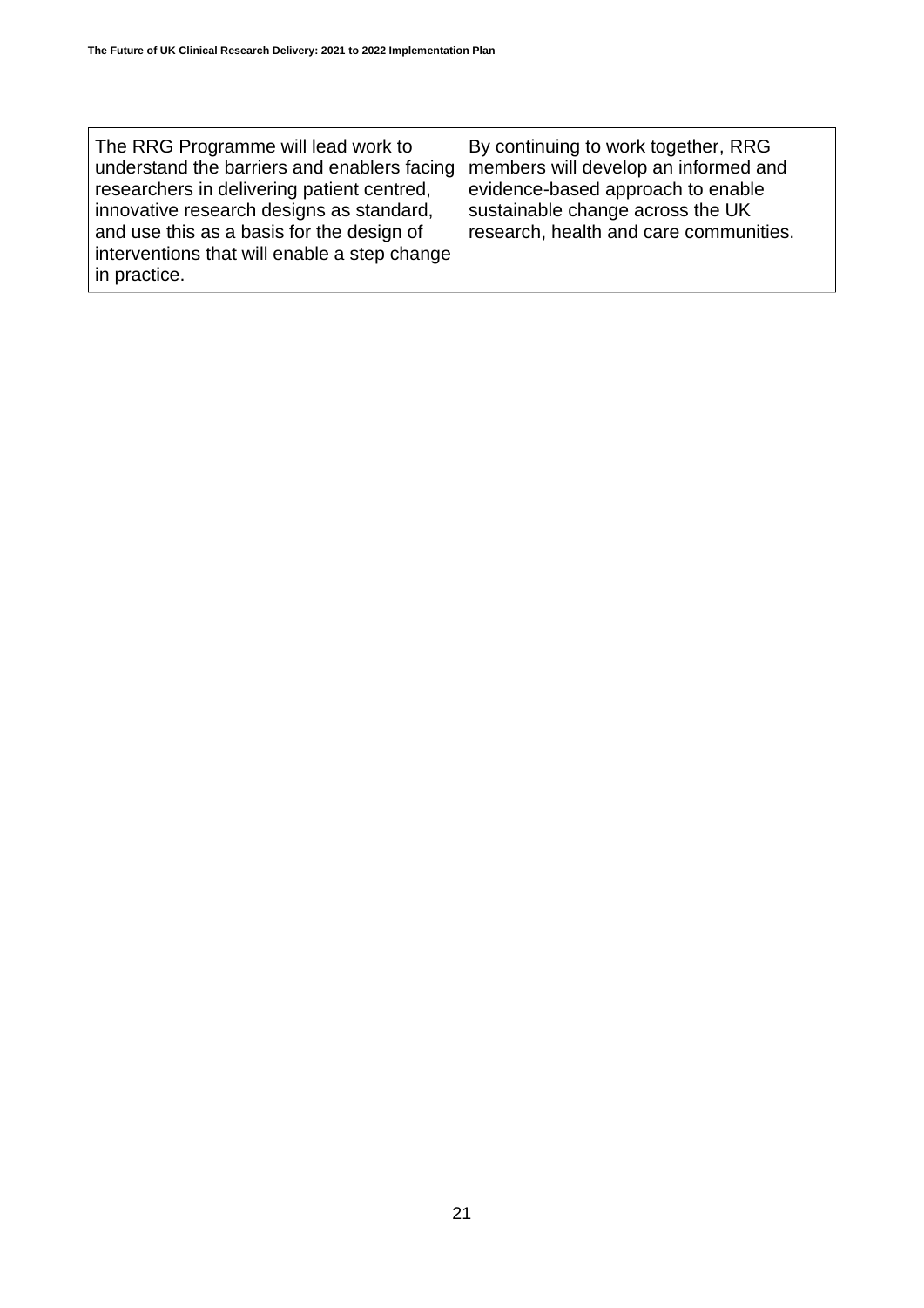| The RRG Programme will lead work to understand the barriers and enablers facing researchers in delivering patient centred, innovative research designs as standard, and use this as a basis for the design of interventions that will enable a step change in practice. | By continuing to work together, RRG members will develop an informed and evidence-based approach to enable sustainable change across the UK research, health and care communities. |
|---|---|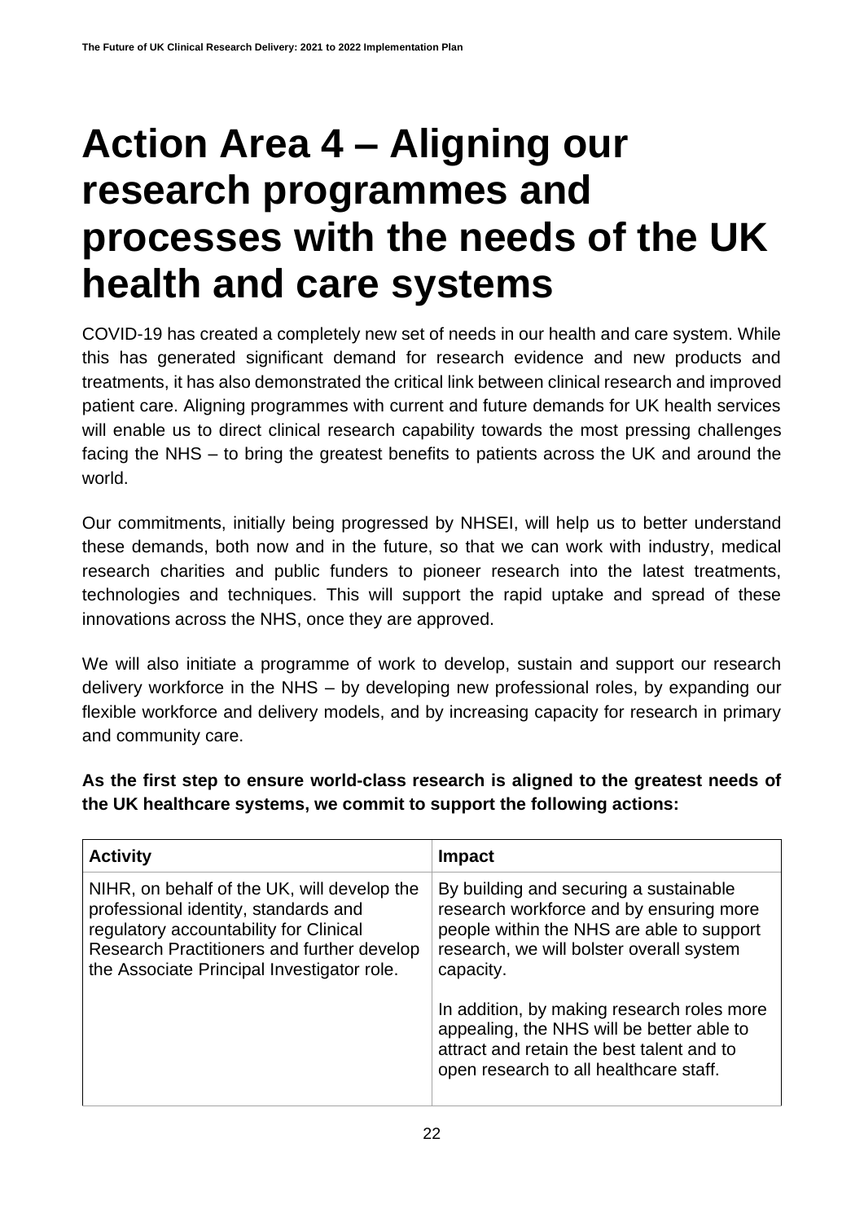# Action Area 4 – Aligning our research programmes and processes with the needs of the UK health and care systems

COVID-19 has created a completely new set of needs in our health and care system. While this has generated significant demand for research evidence and new products and treatments, it has also demonstrated the critical link between clinical research and improved patient care. Aligning programmes with current and future demands for UK health services will enable us to direct clinical research capability towards the most pressing challenges facing the NHS – to bring the greatest benefits to patients across the UK and around the world.

Our commitments, initially being progressed by NHSEI, will help us to better understand these demands, both now and in the future, so that we can work with industry, medical research charities and public funders to pioneer research into the latest treatments, technologies and techniques. This will support the rapid uptake and spread of these innovations across the NHS, once they are approved.

We will also initiate a programme of work to develop, sustain and support our research delivery workforce in the NHS – by developing new professional roles, by expanding our flexible workforce and delivery models, and by increasing capacity for research in primary and community care.

**As the first step to ensure world-class research is aligned to the greatest needs of the UK healthcare systems, we commit to support the following actions:**

| Activity | Impact |
|---|---|
| NIHR, on behalf of the UK, will develop the professional identity, standards and regulatory accountability for Clinical Research Practitioners and further develop the Associate Principal Investigator role. | By building and securing a sustainable research workforce and by ensuring more people within the NHS are able to support research, we will bolster overall system capacity.<br><br>In addition, by making research roles more appealing, the NHS will be better able to attract and retain the best talent and to open research to all healthcare staff. |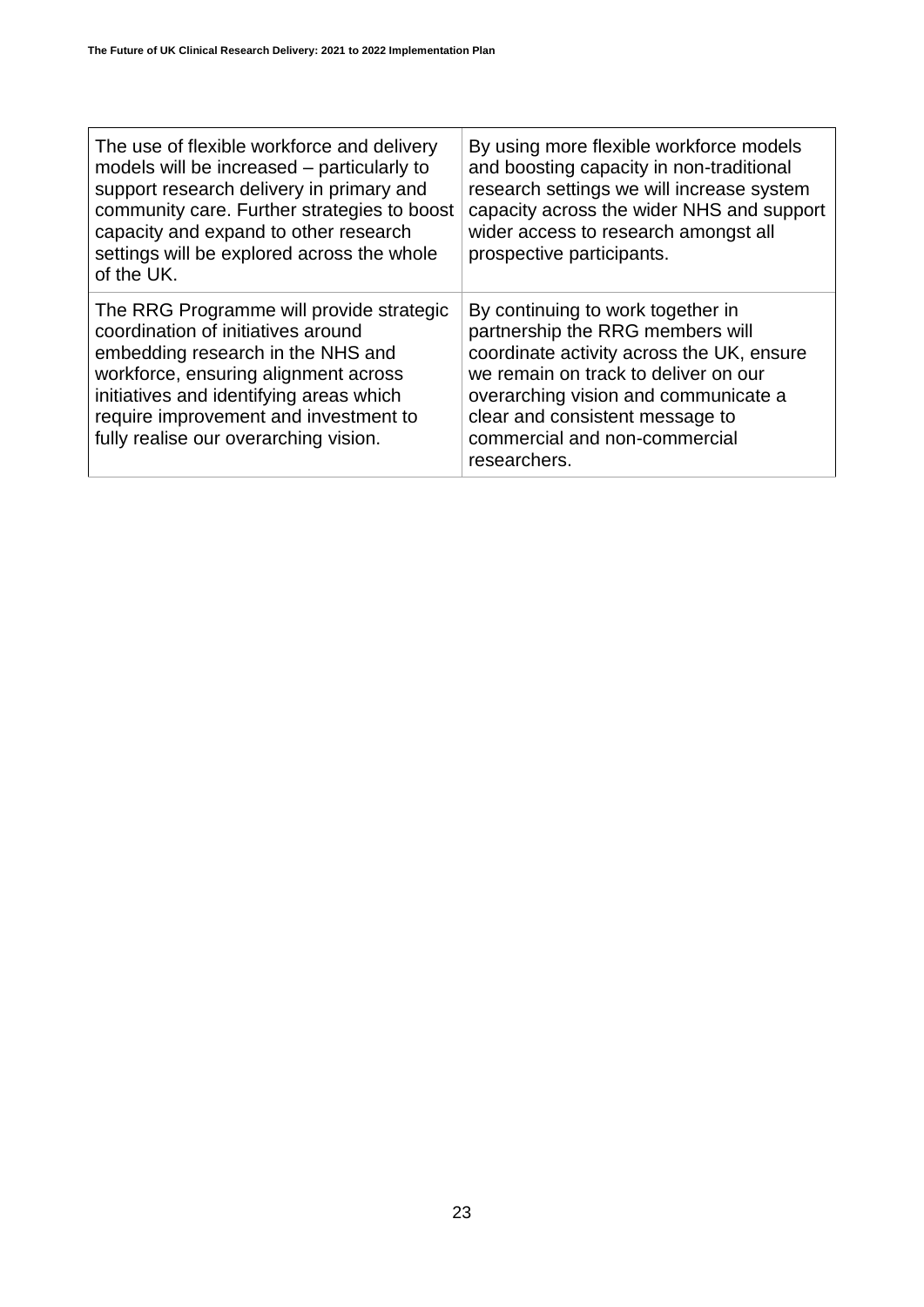| | |
|---|---|
| The use of flexible workforce and delivery models will be increased – particularly to support research delivery in primary and community care. Further strategies to boost capacity and expand to other research settings will be explored across the whole of the UK. | By using more flexible workforce models and boosting capacity in non-traditional research settings we will increase system capacity across the wider NHS and support wider access to research amongst all prospective participants. |
| The RRG Programme will provide strategic coordination of initiatives around embedding research in the NHS and workforce, ensuring alignment across initiatives and identifying areas which require improvement and investment to fully realise our overarching vision. | By continuing to work together in partnership the RRG members will coordinate activity across the UK, ensure we remain on track to deliver on our overarching vision and communicate a clear and consistent message to commercial and non-commercial researchers. |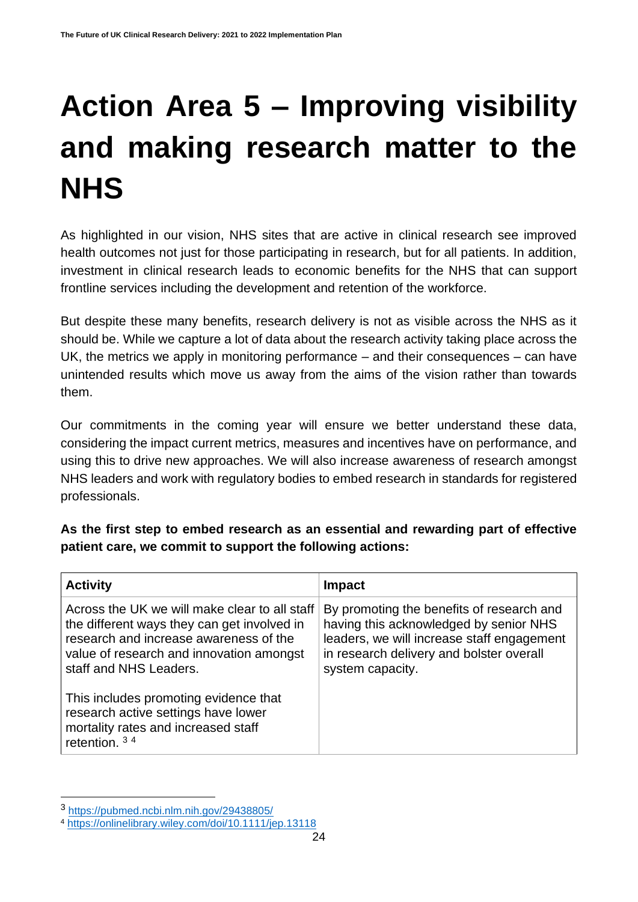# Action Area 5 – Improving visibility and making research matter to the NHS

As highlighted in our vision, NHS sites that are active in clinical research see improved health outcomes not just for those participating in research, but for all patients. In addition, investment in clinical research leads to economic benefits for the NHS that can support frontline services including the development and retention of the workforce.

But despite these many benefits, research delivery is not as visible across the NHS as it should be. While we capture a lot of data about the research activity taking place across the UK, the metrics we apply in monitoring performance – and their consequences – can have unintended results which move us away from the aims of the vision rather than towards them.

Our commitments in the coming year will ensure we better understand these data, considering the impact current metrics, measures and incentives have on performance, and using this to drive new approaches. We will also increase awareness of research amongst NHS leaders and work with regulatory bodies to embed research in standards for registered professionals.

**As the first step to embed research as an essential and rewarding part of effective patient care, we commit to support the following actions:**

| Activity | Impact |
| --- | --- |
| Across the UK we will make clear to all staff the different ways they can get involved in research and increase awareness of the value of research and innovation amongst staff and NHS Leaders.<br><br>This includes promoting evidence that research active settings have lower mortality rates and increased staff retention. [3] [4] | By promoting the benefits of research and having this acknowledged by senior NHS leaders, we will increase staff engagement in research delivery and bolster overall system capacity. |

[3] https://pubmed.ncbi.nlm.nih.gov/29438805/

[4] https://onlinelibrary.wiley.com/doi/10.1111/jep.13118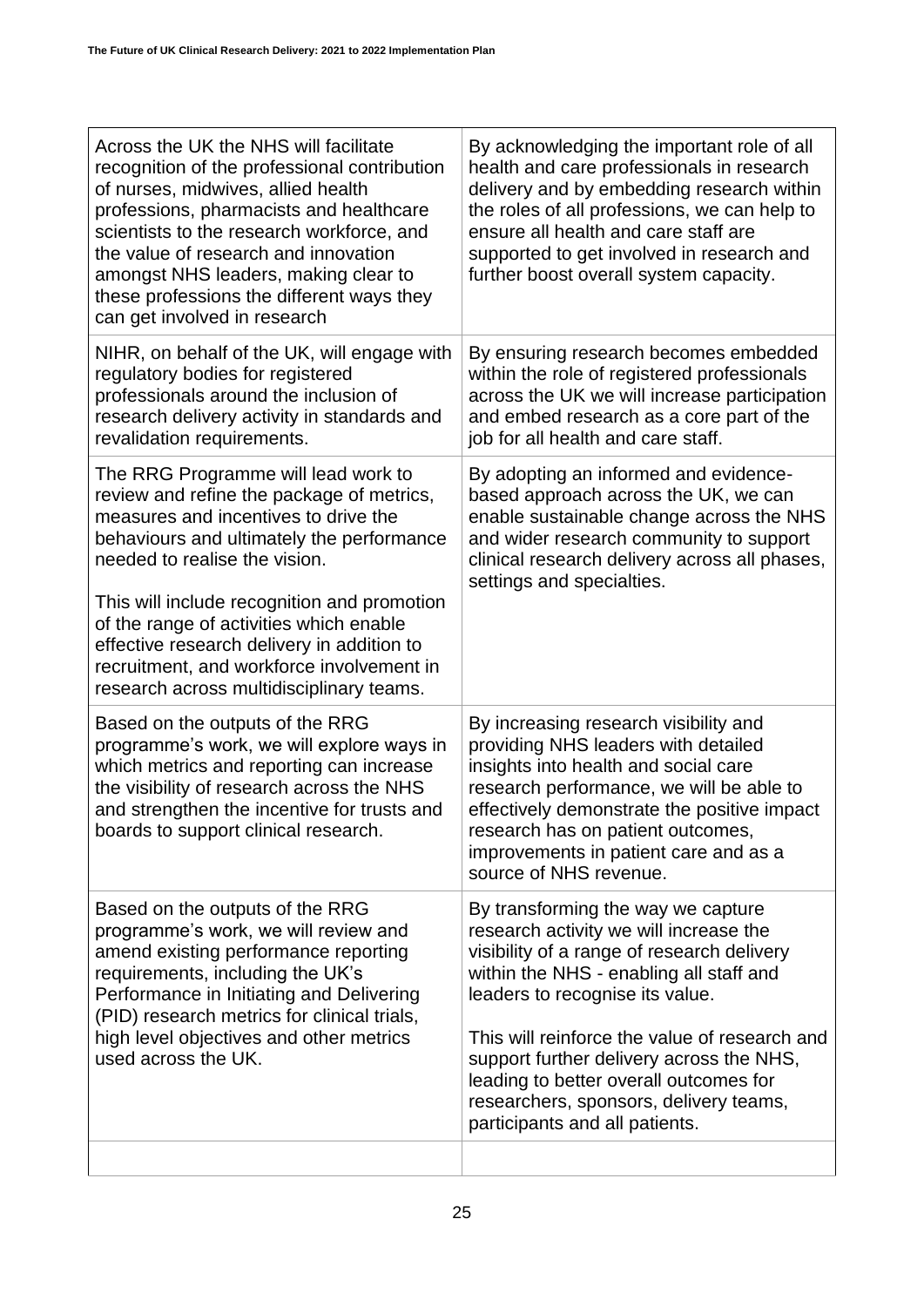| | |
|---|---|
| Across the UK the NHS will facilitate recognition of the professional contribution of nurses, midwives, allied health professions, pharmacists and healthcare scientists to the research workforce, and the value of research and innovation amongst NHS leaders, making clear to these professions the different ways they can get involved in research | By acknowledging the important role of all health and care professionals in research delivery and by embedding research within the roles of all professions, we can help to ensure all health and care staff are supported to get involved in research and further boost overall system capacity. |
| NIHR, on behalf of the UK, will engage with regulatory bodies for registered professionals around the inclusion of research delivery activity in standards and revalidation requirements. | By ensuring research becomes embedded within the role of registered professionals across the UK we will increase participation and embed research as a core part of the job for all health and care staff. |
| The RRG Programme will lead work to review and refine the package of metrics, measures and incentives to drive the behaviours and ultimately the performance needed to realise the vision.<br><br>This will include recognition and promotion of the range of activities which enable effective research delivery in addition to recruitment, and workforce involvement in research across multidisciplinary teams. | By adopting an informed and evidence-based approach across the UK, we can enable sustainable change across the NHS and wider research community to support clinical research delivery across all phases, settings and specialties. |
| Based on the outputs of the RRG programme's work, we will explore ways in which metrics and reporting can increase the visibility of research across the NHS and strengthen the incentive for trusts and boards to support clinical research. | By increasing research visibility and providing NHS leaders with detailed insights into health and social care research performance, we will be able to effectively demonstrate the positive impact research has on patient outcomes, improvements in patient care and as a source of NHS revenue. |
| Based on the outputs of the RRG programme's work, we will review and amend existing performance reporting requirements, including the UK's Performance in Initiating and Delivering (PID) research metrics for clinical trials, high level objectives and other metrics used across the UK. | By transforming the way we capture research activity we will increase the visibility of a range of research delivery within the NHS - enabling all staff and leaders to recognise its value.<br><br>This will reinforce the value of research and support further delivery across the NHS, leading to better overall outcomes for researchers, sponsors, delivery teams, participants and all patients. |
| | |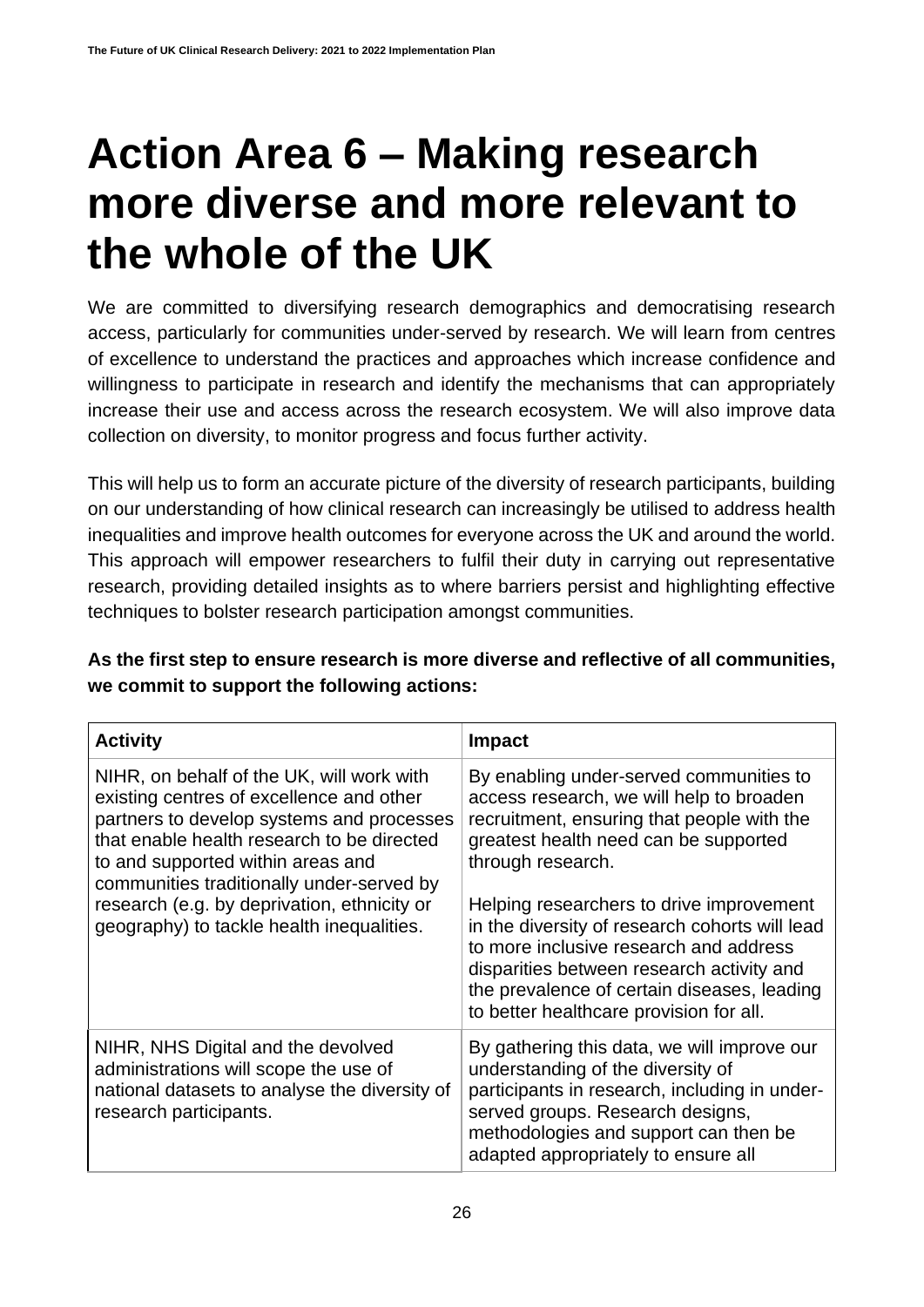# Action Area 6 – Making research more diverse and more relevant to the whole of the UK

We are committed to diversifying research demographics and democratising research access, particularly for communities under-served by research. We will learn from centres of excellence to understand the practices and approaches which increase confidence and willingness to participate in research and identify the mechanisms that can appropriately increase their use and access across the research ecosystem. We will also improve data collection on diversity, to monitor progress and focus further activity.

This will help us to form an accurate picture of the diversity of research participants, building on our understanding of how clinical research can increasingly be utilised to address health inequalities and improve health outcomes for everyone across the UK and around the world. This approach will empower researchers to fulfil their duty in carrying out representative research, providing detailed insights as to where barriers persist and highlighting effective techniques to bolster research participation amongst communities.

**As the first step to ensure research is more diverse and reflective of all communities, we commit to support the following actions:**

| Activity | Impact |
|---|---|
| NIHR, on behalf of the UK, will work with existing centres of excellence and other partners to develop systems and processes that enable health research to be directed to and supported within areas and communities traditionally under-served by research (e.g. by deprivation, ethnicity or geography) to tackle health inequalities. | By enabling under-served communities to access research, we will help to broaden recruitment, ensuring that people with the greatest health need can be supported through research.<br><br>Helping researchers to drive improvement in the diversity of research cohorts will lead to more inclusive research and address disparities between research activity and the prevalence of certain diseases, leading to better healthcare provision for all. |
| NIHR, NHS Digital and the devolved administrations will scope the use of national datasets to analyse the diversity of research participants. | By gathering this data, we will improve our understanding of the diversity of participants in research, including in under-served groups. Research designs, methodologies and support can then be adapted appropriately to ensure all |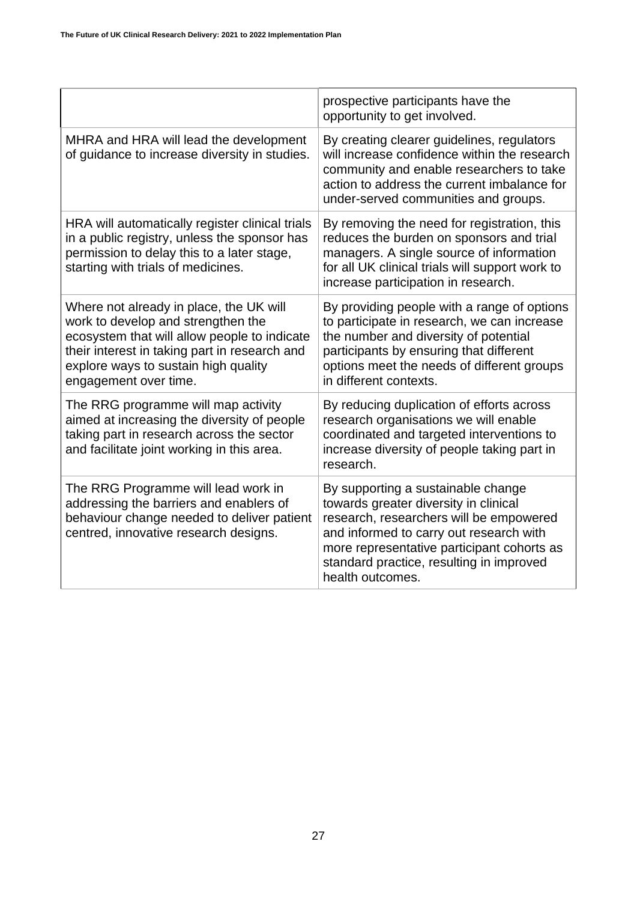| | |
|---|---|
| | prospective participants have the opportunity to get involved. |
| MHRA and HRA will lead the development of guidance to increase diversity in studies. | By creating clearer guidelines, regulators will increase confidence within the research community and enable researchers to take action to address the current imbalance for under-served communities and groups. |
| HRA will automatically register clinical trials in a public registry, unless the sponsor has permission to delay this to a later stage, starting with trials of medicines. | By removing the need for registration, this reduces the burden on sponsors and trial managers. A single source of information for all UK clinical trials will support work to increase participation in research. |
| Where not already in place, the UK will work to develop and strengthen the ecosystem that will allow people to indicate their interest in taking part in research and explore ways to sustain high quality engagement over time. | By providing people with a range of options to participate in research, we can increase the number and diversity of potential participants by ensuring that different options meet the needs of different groups in different contexts. |
| The RRG programme will map activity aimed at increasing the diversity of people taking part in research across the sector and facilitate joint working in this area. | By reducing duplication of efforts across research organisations we will enable coordinated and targeted interventions to increase diversity of people taking part in research. |
| The RRG Programme will lead work in addressing the barriers and enablers of behaviour change needed to deliver patient centred, innovative research designs. | By supporting a sustainable change towards greater diversity in clinical research, researchers will be empowered and informed to carry out research with more representative participant cohorts as standard practice, resulting in improved health outcomes. |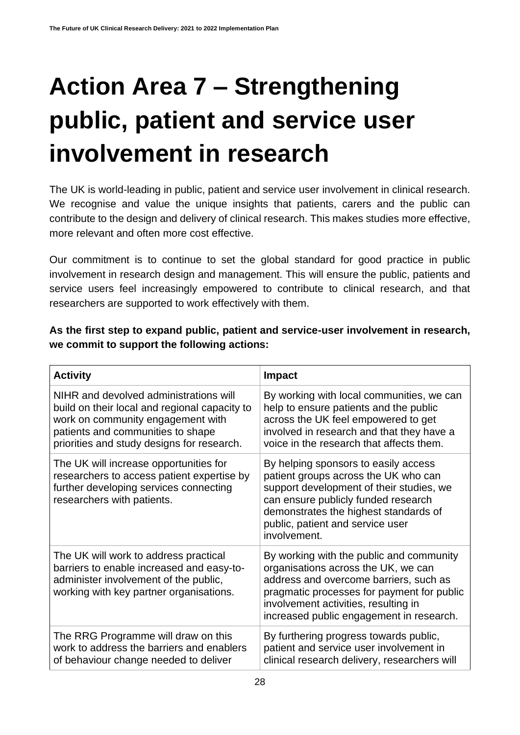# Action Area 7 – Strengthening public, patient and service user involvement in research

The UK is world-leading in public, patient and service user involvement in clinical research. We recognise and value the unique insights that patients, carers and the public can contribute to the design and delivery of clinical research. This makes studies more effective, more relevant and often more cost effective.

Our commitment is to continue to set the global standard for good practice in public involvement in research design and management. This will ensure the public, patients and service users feel increasingly empowered to contribute to clinical research, and that researchers are supported to work effectively with them.

**As the first step to expand public, patient and service-user involvement in research, we commit to support the following actions:**

| Activity | Impact |
| --- | --- |
| NIHR and devolved administrations will build on their local and regional capacity to work on community engagement with patients and communities to shape priorities and study designs for research. | By working with local communities, we can help to ensure patients and the public across the UK feel empowered to get involved in research and that they have a voice in the research that affects them. |
| The UK will increase opportunities for researchers to access patient expertise by further developing services connecting researchers with patients. | By helping sponsors to easily access patient groups across the UK who can support development of their studies, we can ensure publicly funded research demonstrates the highest standards of public, patient and service user involvement. |
| The UK will work to address practical barriers to enable increased and easy-to-administer involvement of the public, working with key partner organisations. | By working with the public and community organisations across the UK, we can address and overcome barriers, such as pragmatic processes for payment for public involvement activities, resulting in increased public engagement in research. |
| The RRG Programme will draw on this work to address the barriers and enablers of behaviour change needed to deliver | By furthering progress towards public, patient and service user involvement in clinical research delivery, researchers will |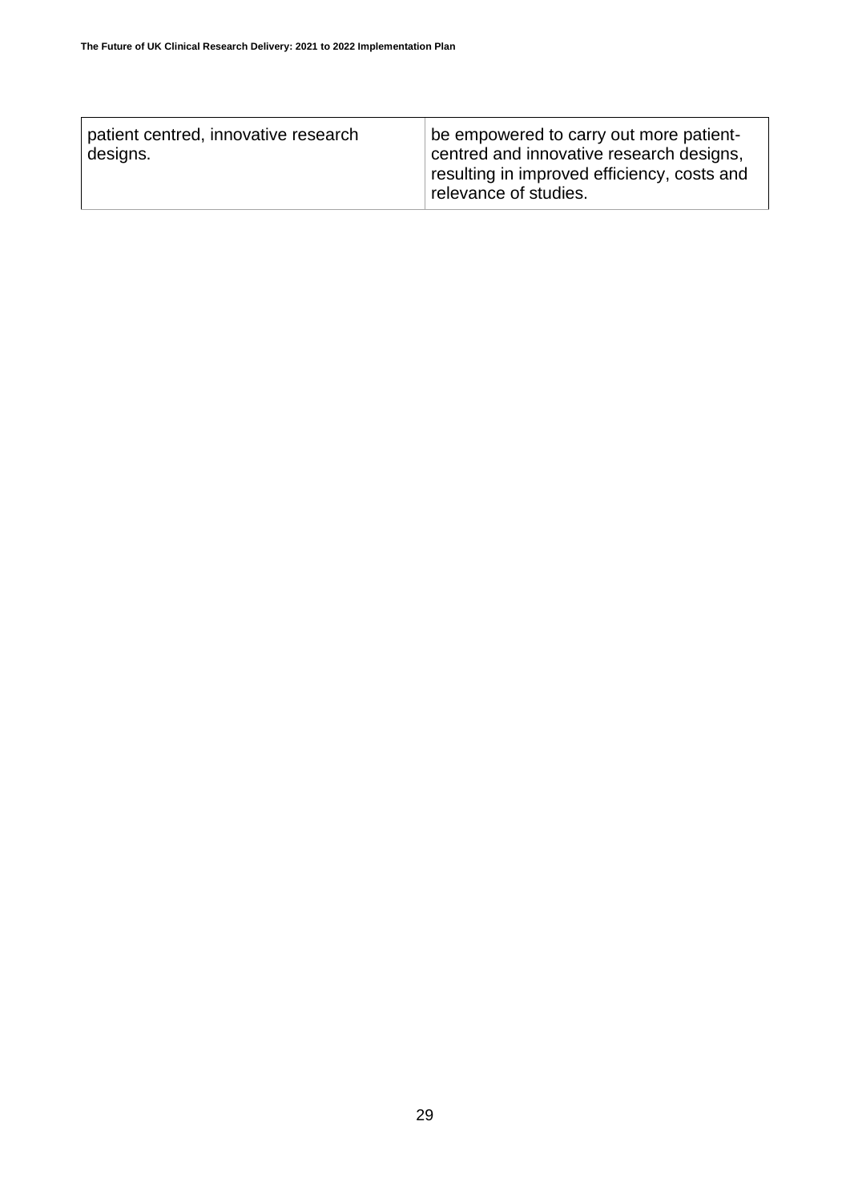| | |
|---|---|
| patient centred, innovative research designs. | be empowered to carry out more patient-centred and innovative research designs, resulting in improved efficiency, costs and relevance of studies. |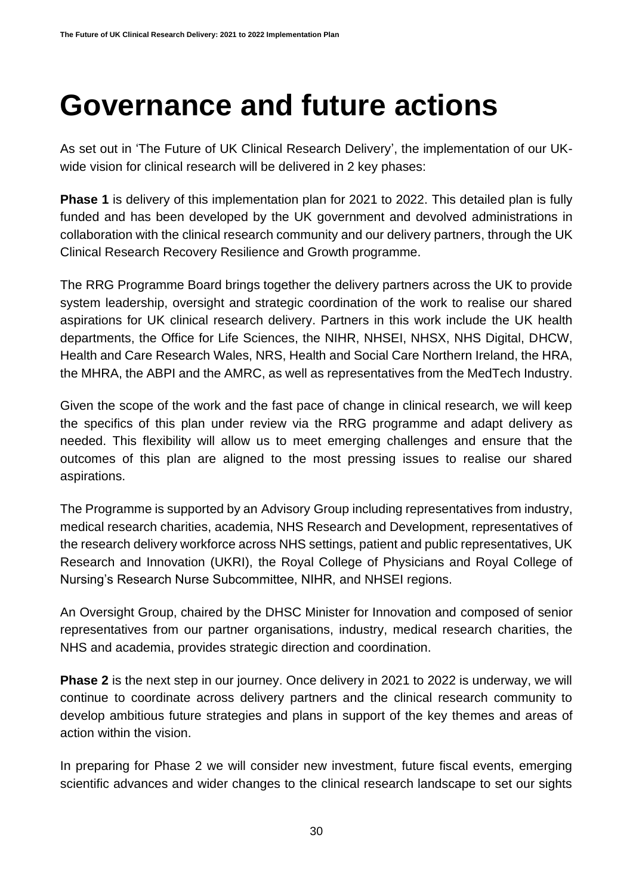# Governance and future actions

As set out in 'The Future of UK Clinical Research Delivery', the implementation of our UK-wide vision for clinical research will be delivered in 2 key phases:

**Phase 1** is delivery of this implementation plan for 2021 to 2022. This detailed plan is fully funded and has been developed by the UK government and devolved administrations in collaboration with the clinical research community and our delivery partners, through the UK Clinical Research Recovery Resilience and Growth programme.

The RRG Programme Board brings together the delivery partners across the UK to provide system leadership, oversight and strategic coordination of the work to realise our shared aspirations for UK clinical research delivery. Partners in this work include the UK health departments, the Office for Life Sciences, the NIHR, NHSEI, NHSX, NHS Digital, DHCW, Health and Care Research Wales, NRS, Health and Social Care Northern Ireland, the HRA, the MHRA, the ABPI and the AMRC, as well as representatives from the MedTech Industry.

Given the scope of the work and the fast pace of change in clinical research, we will keep the specifics of this plan under review via the RRG programme and adapt delivery as needed. This flexibility will allow us to meet emerging challenges and ensure that the outcomes of this plan are aligned to the most pressing issues to realise our shared aspirations.

The Programme is supported by an Advisory Group including representatives from industry, medical research charities, academia, NHS Research and Development, representatives of the research delivery workforce across NHS settings, patient and public representatives, UK Research and Innovation (UKRI), the Royal College of Physicians and Royal College of Nursing's Research Nurse Subcommittee, NIHR, and NHSEI regions.

An Oversight Group, chaired by the DHSC Minister for Innovation and composed of senior representatives from our partner organisations, industry, medical research charities, the NHS and academia, provides strategic direction and coordination.

**Phase 2** is the next step in our journey. Once delivery in 2021 to 2022 is underway, we will continue to coordinate across delivery partners and the clinical research community to develop ambitious future strategies and plans in support of the key themes and areas of action within the vision.

In preparing for Phase 2 we will consider new investment, future fiscal events, emerging scientific advances and wider changes to the clinical research landscape to set our sights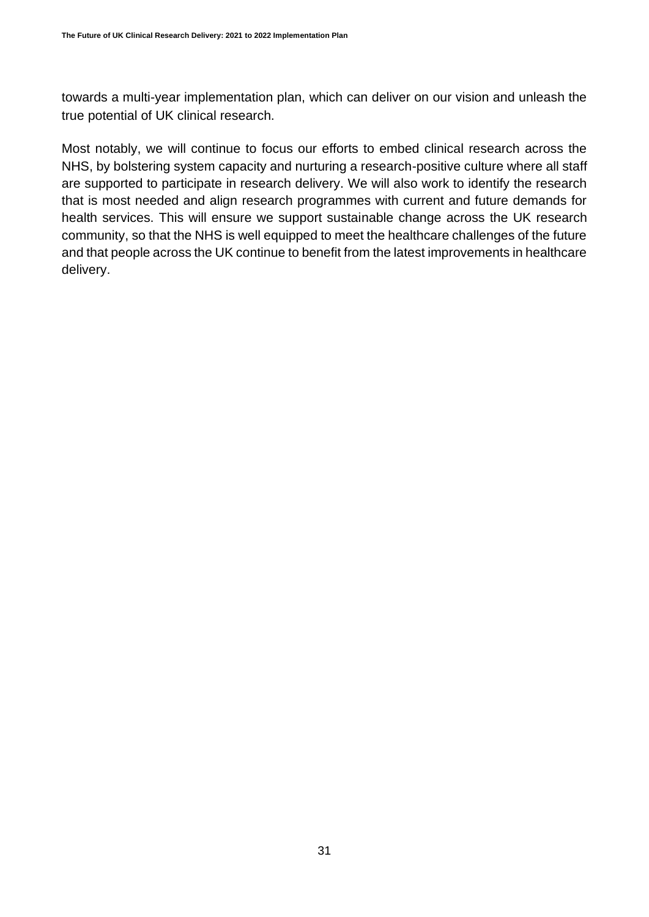towards a multi-year implementation plan, which can deliver on our vision and unleash the true potential of UK clinical research.

Most notably, we will continue to focus our efforts to embed clinical research across the NHS, by bolstering system capacity and nurturing a research-positive culture where all staff are supported to participate in research delivery. We will also work to identify the research that is most needed and align research programmes with current and future demands for health services. This will ensure we support sustainable change across the UK research community, so that the NHS is well equipped to meet the healthcare challenges of the future and that people across the UK continue to benefit from the latest improvements in healthcare delivery.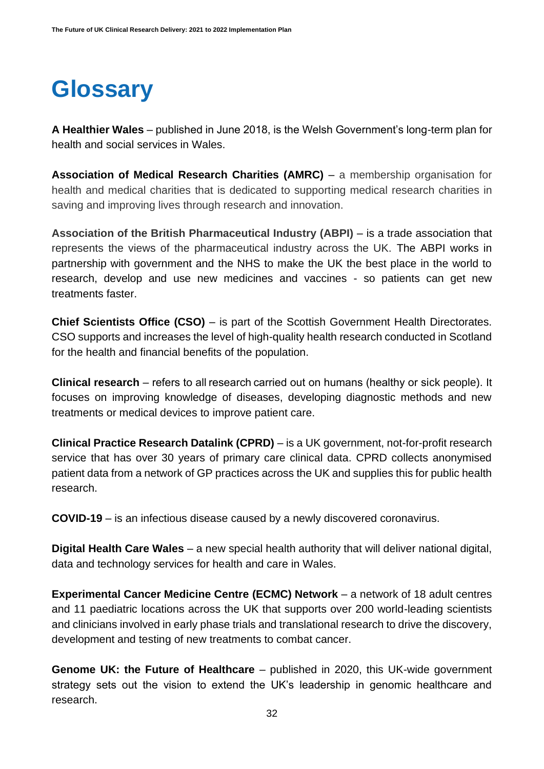# Glossary

**A Healthier Wales** – published in June 2018, is the Welsh Government's long-term plan for health and social services in Wales.

**Association of Medical Research Charities (AMRC)** – a membership organisation for health and medical charities that is dedicated to supporting medical research charities in saving and improving lives through research and innovation.

**Association of the British Pharmaceutical Industry (ABPI)** – is a trade association that represents the views of the pharmaceutical industry across the UK. The ABPI works in partnership with government and the NHS to make the UK the best place in the world to research, develop and use new medicines and vaccines - so patients can get new treatments faster.

**Chief Scientists Office (CSO)** – is part of the Scottish Government Health Directorates. CSO supports and increases the level of high-quality health research conducted in Scotland for the health and financial benefits of the population.

**Clinical research** – refers to all research carried out on humans (healthy or sick people). It focuses on improving knowledge of diseases, developing diagnostic methods and new treatments or medical devices to improve patient care.

**Clinical Practice Research Datalink (CPRD)** – is a UK government, not-for-profit research service that has over 30 years of primary care clinical data. CPRD collects anonymised patient data from a network of GP practices across the UK and supplies this for public health research.

**COVID-19** – is an infectious disease caused by a newly discovered coronavirus.

**Digital Health Care Wales** – a new special health authority that will deliver national digital, data and technology services for health and care in Wales.

**Experimental Cancer Medicine Centre (ECMC) Network** – a network of 18 adult centres and 11 paediatric locations across the UK that supports over 200 world-leading scientists and clinicians involved in early phase trials and translational research to drive the discovery, development and testing of new treatments to combat cancer.

**Genome UK: the Future of Healthcare** – published in 2020, this UK-wide government strategy sets out the vision to extend the UK's leadership in genomic healthcare and research.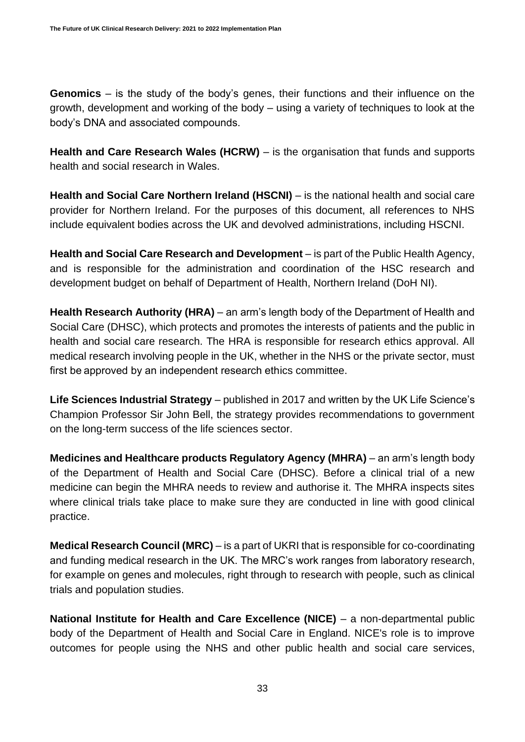**Genomics** – is the study of the body's genes, their functions and their influence on the growth, development and working of the body – using a variety of techniques to look at the body's DNA and associated compounds.

**Health and Care Research Wales (HCRW)** – is the organisation that funds and supports health and social research in Wales.

**Health and Social Care Northern Ireland (HSCNI)** – is the national health and social care provider for Northern Ireland. For the purposes of this document, all references to NHS include equivalent bodies across the UK and devolved administrations, including HSCNI.

**Health and Social Care Research and Development** – is part of the Public Health Agency, and is responsible for the administration and coordination of the HSC research and development budget on behalf of Department of Health, Northern Ireland (DoH NI).

**Health Research Authority (HRA)** – an arm's length body of the Department of Health and Social Care (DHSC), which protects and promotes the interests of patients and the public in health and social care research. The HRA is responsible for research ethics approval. All medical research involving people in the UK, whether in the NHS or the private sector, must first be approved by an independent research ethics committee.

**Life Sciences Industrial Strategy** – published in 2017 and written by the UK Life Science's Champion Professor Sir John Bell, the strategy provides recommendations to government on the long-term success of the life sciences sector.

**Medicines and Healthcare products Regulatory Agency (MHRA)** – an arm's length body of the Department of Health and Social Care (DHSC). Before a clinical trial of a new medicine can begin the MHRA needs to review and authorise it. The MHRA inspects sites where clinical trials take place to make sure they are conducted in line with good clinical practice.

**Medical Research Council (MRC)** – is a part of UKRI that is responsible for co-coordinating and funding medical research in the UK. The MRC's work ranges from laboratory research, for example on genes and molecules, right through to research with people, such as clinical trials and population studies.

**National Institute for Health and Care Excellence (NICE)** – a non-departmental public body of the Department of Health and Social Care in England. NICE's role is to improve outcomes for people using the NHS and other public health and social care services,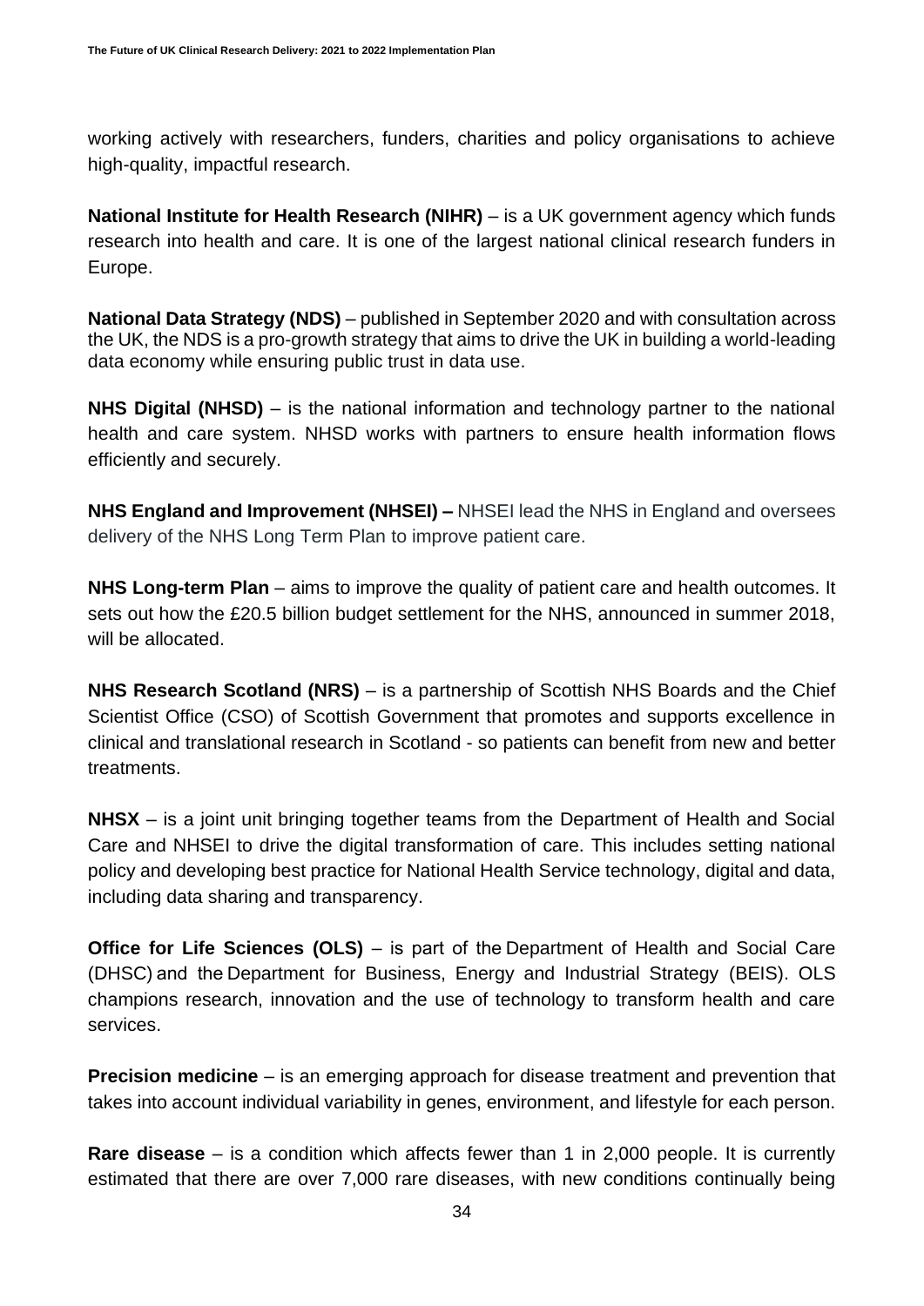working actively with researchers, funders, charities and policy organisations to achieve high-quality, impactful research.

**National Institute for Health Research (NIHR)** – is a UK government agency which funds research into health and care. It is one of the largest national clinical research funders in Europe.

**National Data Strategy (NDS)** – published in September 2020 and with consultation across the UK, the NDS is a pro-growth strategy that aims to drive the UK in building a world-leading data economy while ensuring public trust in data use.

**NHS Digital (NHSD)** – is the national information and technology partner to the national health and care system. NHSD works with partners to ensure health information flows efficiently and securely.

**NHS England and Improvement (NHSEI) –** NHSEI lead the NHS in England and oversees delivery of the NHS Long Term Plan to improve patient care.

**NHS Long-term Plan** – aims to improve the quality of patient care and health outcomes. It sets out how the £20.5 billion budget settlement for the NHS, announced in summer 2018, will be allocated.

**NHS Research Scotland (NRS)** – is a partnership of Scottish NHS Boards and the Chief Scientist Office (CSO) of Scottish Government that promotes and supports excellence in clinical and translational research in Scotland - so patients can benefit from new and better treatments.

**NHSX** – is a joint unit bringing together teams from the Department of Health and Social Care and NHSEI to drive the digital transformation of care. This includes setting national policy and developing best practice for National Health Service technology, digital and data, including data sharing and transparency.

**Office for Life Sciences (OLS)** – is part of the Department of Health and Social Care (DHSC) and the Department for Business, Energy and Industrial Strategy (BEIS). OLS champions research, innovation and the use of technology to transform health and care services.

**Precision medicine** – is an emerging approach for disease treatment and prevention that takes into account individual variability in genes, environment, and lifestyle for each person.

**Rare disease** – is a condition which affects fewer than 1 in 2,000 people. It is currently estimated that there are over 7,000 rare diseases, with new conditions continually being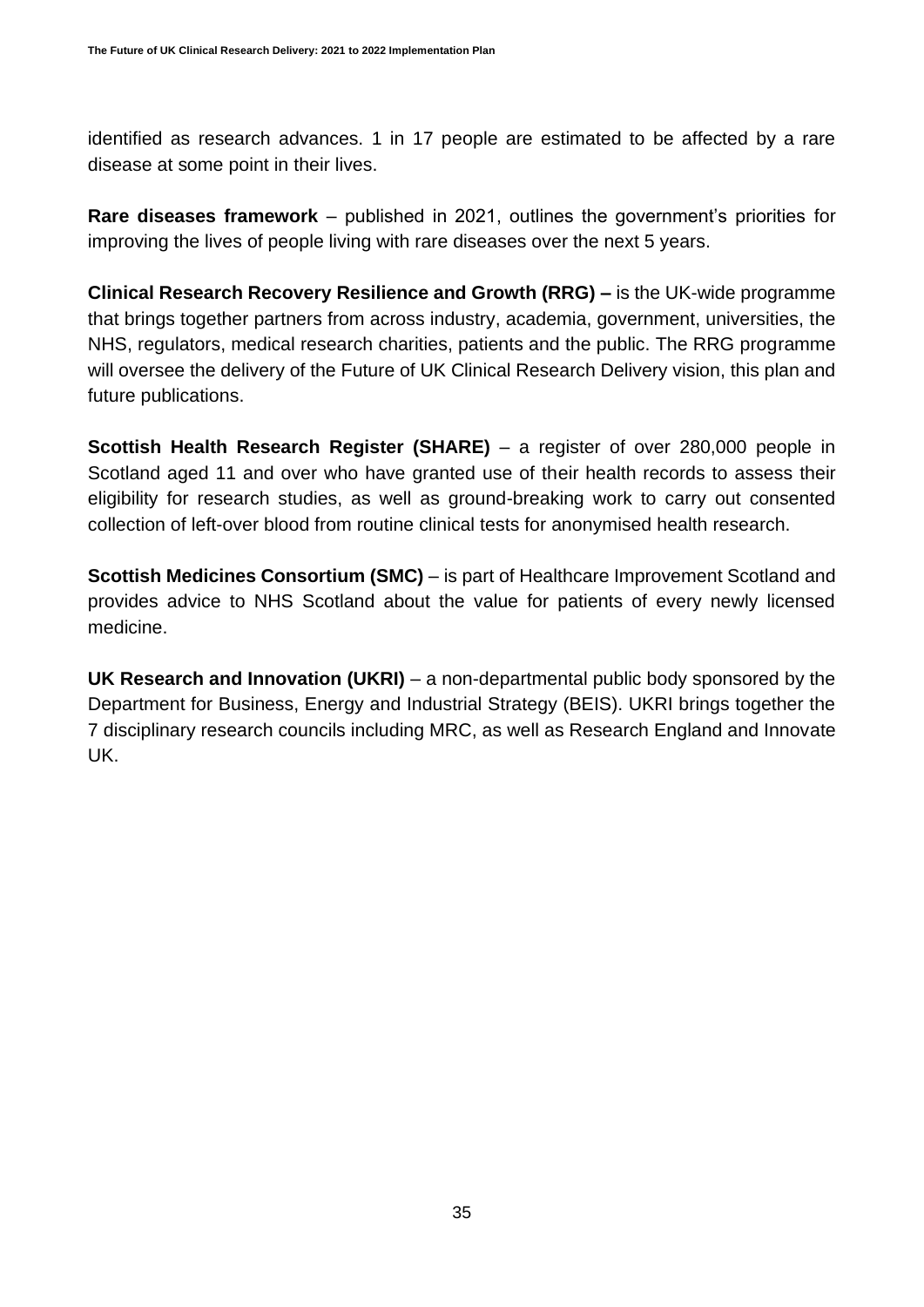identified as research advances. 1 in 17 people are estimated to be affected by a rare disease at some point in their lives.

**Rare diseases framework** – published in 2021, outlines the government's priorities for improving the lives of people living with rare diseases over the next 5 years.

**Clinical Research Recovery Resilience and Growth (RRG) –** is the UK-wide programme that brings together partners from across industry, academia, government, universities, the NHS, regulators, medical research charities, patients and the public. The RRG programme will oversee the delivery of the Future of UK Clinical Research Delivery vision, this plan and future publications.

**Scottish Health Research Register (SHARE)** – a register of over 280,000 people in Scotland aged 11 and over who have granted use of their health records to assess their eligibility for research studies, as well as ground-breaking work to carry out consented collection of left-over blood from routine clinical tests for anonymised health research.

**Scottish Medicines Consortium (SMC)** – is part of Healthcare Improvement Scotland and provides advice to NHS Scotland about the value for patients of every newly licensed medicine.

**UK Research and Innovation (UKRI)** – a non-departmental public body sponsored by the Department for Business, Energy and Industrial Strategy (BEIS). UKRI brings together the 7 disciplinary research councils including MRC, as well as Research England and Innovate UK.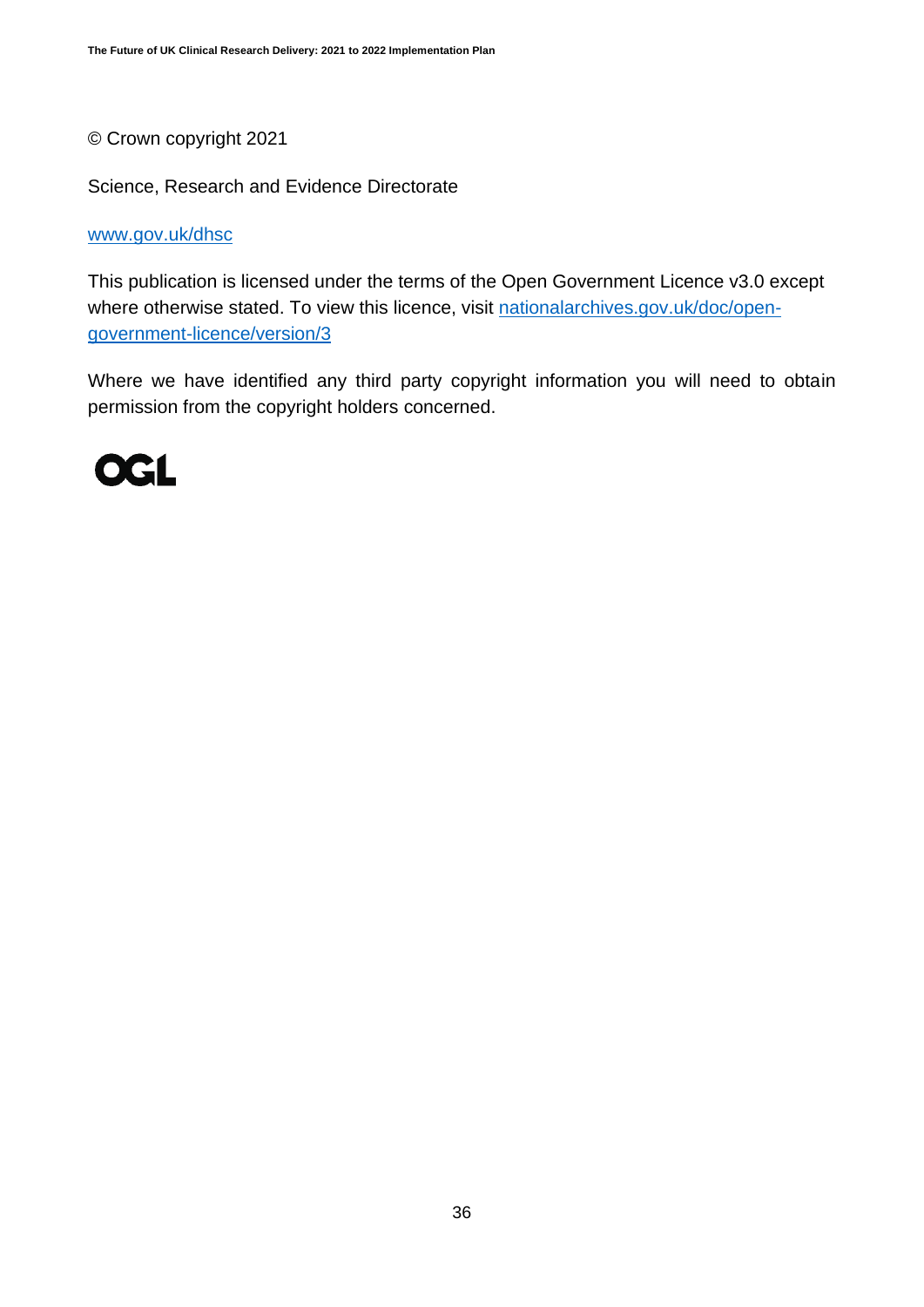© Crown copyright 2021

Science, Research and Evidence Directorate

[www.gov.uk/dhsc](http://www.gov.uk/dhsc)

This publication is licensed under the terms of the Open Government Licence v3.0 except where otherwise stated. To view this licence, visit [nationalarchives.gov.uk/doc/open-government-licence/version/3](http://nationalarchives.gov.uk/doc/open-government-licence/version/3)

Where we have identified any third party copyright information you will need to obtain permission from the copyright holders concerned.

OGL